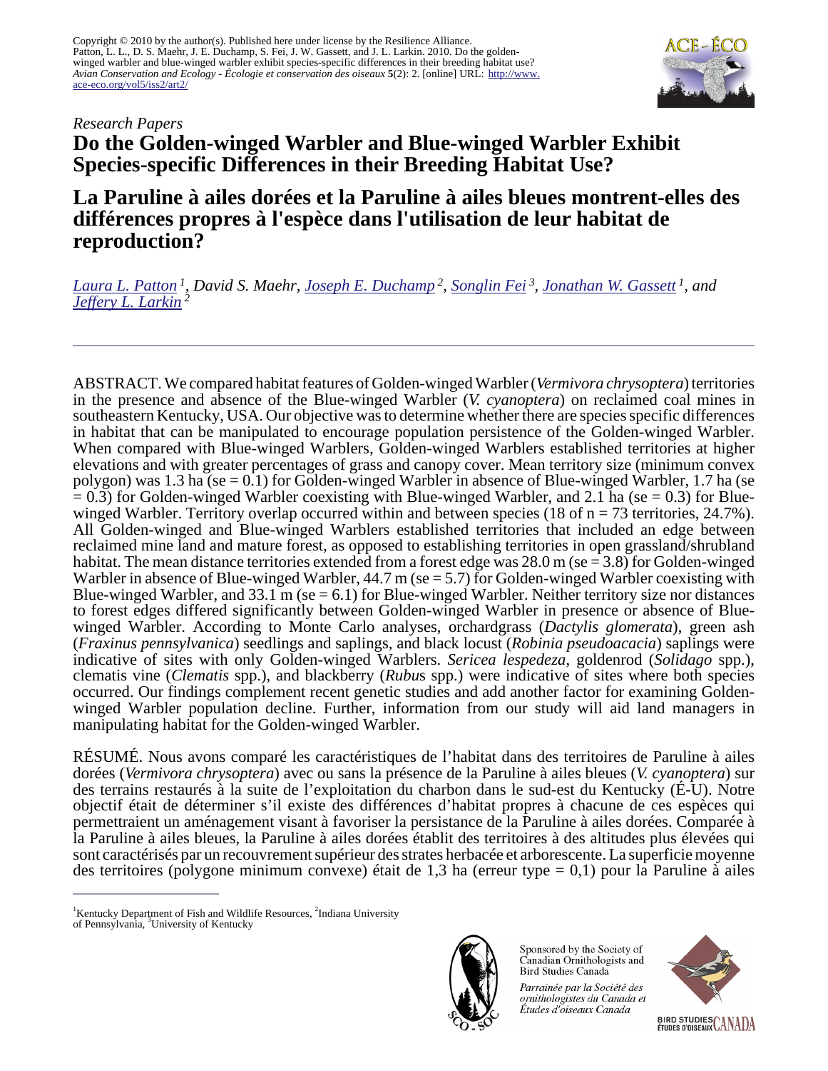Copyright © 2010 by the author(s). Published here under license by the Resilience Alliance.
Patton, L. L., D. S. Maehr, J. E. Duchamp, S. Fei, J. W. Gassett, and J. L. Larkin. 2010. Do the golden-winged warbler and blue-winged warbler exhibit species-specific differences in their breeding habitat use? *Avian Conservation and Ecology - Écologie et conservation des oiseaux* **5**(2): 2. [online] URL: http://www.ace-eco.org/vol5/iss2/art2/

*Research Papers*

# Do the Golden-winged Warbler and Blue-winged Warbler Exhibit Species-specific Differences in their Breeding Habitat Use?

# La Paruline à ailes dorées et la Paruline à ailes bleues montrent-elles des différences propres à l'espèce dans l'utilisation de leur habitat de reproduction?

*Laura L. Patton [1], David S. Maehr, Joseph E. Duchamp [2], Songlin Fei [3], Jonathan W. Gassett [1], and Jeffery L. Larkin [2]*

---

ABSTRACT. We compared habitat features of Golden-winged Warbler (*Vermivora chrysoptera*) territories in the presence and absence of the Blue-winged Warbler (*V. cyanoptera*) on reclaimed coal mines in southeastern Kentucky, USA. Our objective was to determine whether there are species specific differences in habitat that can be manipulated to encourage population persistence of the Golden-winged Warbler. When compared with Blue-winged Warblers, Golden-winged Warblers established territories at higher elevations and with greater percentages of grass and canopy cover. Mean territory size (minimum convex polygon) was 1.3 ha (se = 0.1) for Golden-winged Warbler in absence of Blue-winged Warbler, 1.7 ha (se = 0.3) for Golden-winged Warbler coexisting with Blue-winged Warbler, and 2.1 ha (se = 0.3) for Blue-winged Warbler. Territory overlap occurred within and between species (18 of n = 73 territories, 24.7%). All Golden-winged and Blue-winged Warblers established territories that included an edge between reclaimed mine land and mature forest, as opposed to establishing territories in open grassland/shrubland habitat. The mean distance territories extended from a forest edge was 28.0 m (se = 3.8) for Golden-winged Warbler in absence of Blue-winged Warbler, 44.7 m (se = 5.7) for Golden-winged Warbler coexisting with Blue-winged Warbler, and 33.1 m (se = 6.1) for Blue-winged Warbler. Neither territory size nor distances to forest edges differed significantly between Golden-winged Warbler in presence or absence of Blue-winged Warbler. According to Monte Carlo analyses, orchardgrass (*Dactylis glomerata*), green ash (*Fraxinus pennsylvanica*) seedlings and saplings, and black locust (*Robinia pseudoacacia*) saplings were indicative of sites with only Golden-winged Warblers. *Sericea lespedeza*, goldenrod (*Solidago* spp.), clematis vine (*Clematis* spp.), and blackberry (*Rubus* spp.) were indicative of sites where both species occurred. Our findings complement recent genetic studies and add another factor for examining Golden-winged Warbler population decline. Further, information from our study will aid land managers in manipulating habitat for the Golden-winged Warbler.

RÉSUMÉ. Nous avons comparé les caractéristiques de l'habitat dans des territoires de Paruline à ailes dorées (*Vermivora chrysoptera*) avec ou sans la présence de la Paruline à ailes bleues (*V. cyanoptera*) sur des terrains restaurés à la suite de l'exploitation du charbon dans le sud-est du Kentucky (É-U). Notre objectif était de déterminer s'il existe des différences d'habitat propres à chacune de ces espèces qui permettraient un aménagement visant à favoriser la persistance de la Paruline à ailes dorées. Comparée à la Paruline à ailes bleues, la Paruline à ailes dorées établit des territoires à des altitudes plus élevées qui sont caractérisés par un recouvrement supérieur des strates herbacée et arborescente. La superficie moyenne des territoires (polygone minimum convexe) était de 1,3 ha (erreur type = 0,1) pour la Paruline à ailes

---

[1] Kentucky Department of Fish and Wildlife Resources, [2] Indiana University of Pennsylvania, [3] University of Kentucky

Sponsored by the Society of Canadian Ornithologists and Bird Studies Canada

*Parrainée par la Société des ornithologistes du Canada et Études d'oiseaux Canada*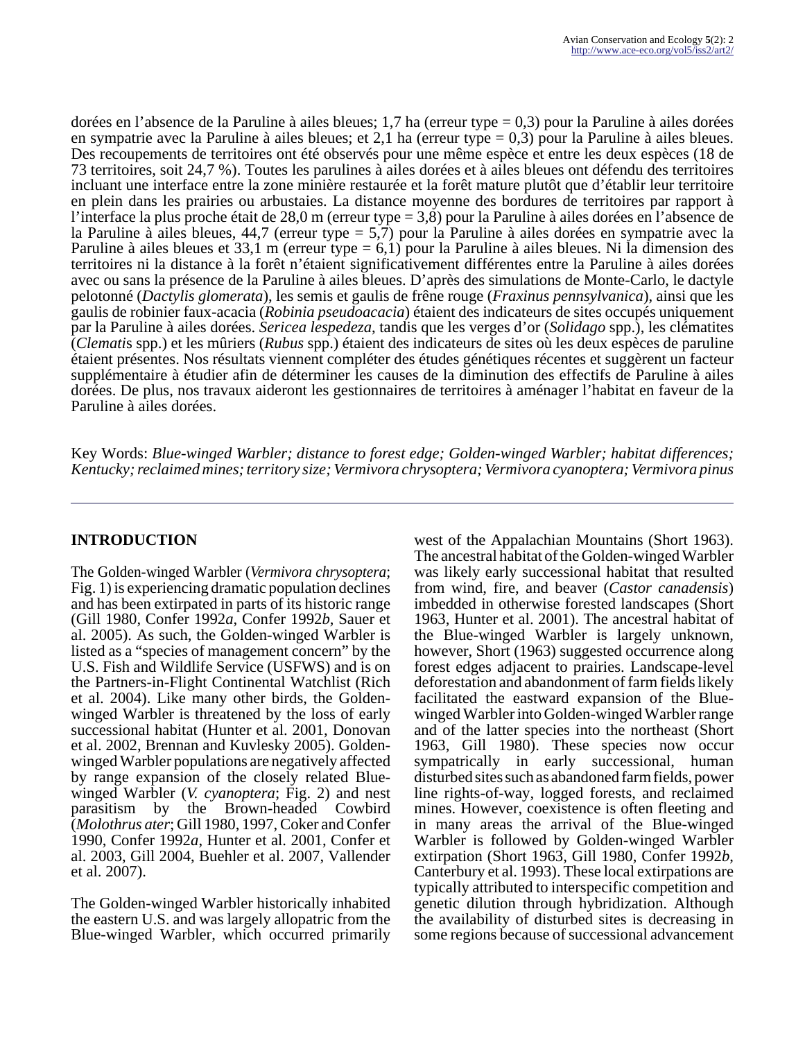dorées en l'absence de la Paruline à ailes bleues; 1,7 ha (erreur type = 0,3) pour la Paruline à ailes dorées en sympatrie avec la Paruline à ailes bleues; et 2,1 ha (erreur type = 0,3) pour la Paruline à ailes bleues. Des recoupements de territoires ont été observés pour une même espèce et entre les deux espèces (18 de 73 territoires, soit 24,7 %). Toutes les parulines à ailes dorées et à ailes bleues ont défendu des territoires incluant une interface entre la zone minière restaurée et la forêt mature plutôt que d'établir leur territoire en plein dans les prairies ou arbustaies. La distance moyenne des bordures de territoires par rapport à l'interface la plus proche était de 28,0 m (erreur type = 3,8) pour la Paruline à ailes dorées en l'absence de la Paruline à ailes bleues, 44,7 (erreur type = 5,7) pour la Paruline à ailes dorées en sympatrie avec la Paruline à ailes bleues et 33,1 m (erreur type = 6,1) pour la Paruline à ailes bleues. Ni la dimension des territoires ni la distance à la forêt n'étaient significativement différentes entre la Paruline à ailes dorées avec ou sans la présence de la Paruline à ailes bleues. D'après des simulations de Monte-Carlo, le dactyle pelotonné (*Dactylis glomerata*), les semis et gaulis de frêne rouge (*Fraxinus pennsylvanica*), ainsi que les gaulis de robinier faux-acacia (*Robinia pseudoacacia*) étaient des indicateurs de sites occupés uniquement par la Paruline à ailes dorées. *Sericea lespedeza*, tandis que les verges d'or (*Solidago* spp.), les clématites (*Clemati*s spp.) et les mûriers (*Rubus* spp.) étaient des indicateurs de sites où les deux espèces de paruline étaient présentes. Nos résultats viennent compléter des études génétiques récentes et suggèrent un facteur supplémentaire à étudier afin de déterminer les causes de la diminution des effectifs de Paruline à ailes dorées. De plus, nos travaux aideront les gestionnaires de territoires à aménager l'habitat en faveur de la Paruline à ailes dorées.

Key Words: *Blue-winged Warbler; distance to forest edge; Golden-winged Warbler; habitat differences; Kentucky; reclaimed mines; territory size; Vermivora chrysoptera; Vermivora cyanoptera; Vermivora pinus*

## INTRODUCTION

The Golden-winged Warbler (*Vermivora chrysoptera*; Fig. 1) is experiencing dramatic population declines and has been extirpated in parts of its historic range (Gill 1980, Confer 1992*a*, Confer 1992*b*, Sauer et al. 2005). As such, the Golden-winged Warbler is listed as a "species of management concern" by the U.S. Fish and Wildlife Service (USFWS) and is on the Partners-in-Flight Continental Watchlist (Rich et al. 2004). Like many other birds, the Golden-winged Warbler is threatened by the loss of early successional habitat (Hunter et al. 2001, Donovan et al. 2002, Brennan and Kuvlesky 2005). Golden-winged Warbler populations are negatively affected by range expansion of the closely related Blue-winged Warbler (*V. cyanoptera*; Fig. 2) and nest parasitism by the Brown-headed Cowbird (*Molothrus ater*; Gill 1980, 1997, Coker and Confer 1990, Confer 1992*a*, Hunter et al. 2001, Confer et al. 2003, Gill 2004, Buehler et al. 2007, Vallender et al. 2007).

The Golden-winged Warbler historically inhabited the eastern U.S. and was largely allopatric from the Blue-winged Warbler, which occurred primarily west of the Appalachian Mountains (Short 1963). The ancestral habitat of the Golden-winged Warbler was likely early successional habitat that resulted from wind, fire, and beaver (*Castor canadensis*) imbedded in otherwise forested landscapes (Short 1963, Hunter et al. 2001). The ancestral habitat of the Blue-winged Warbler is largely unknown, however, Short (1963) suggested occurrence along forest edges adjacent to prairies. Landscape-level deforestation and abandonment of farm fields likely facilitated the eastward expansion of the Blue-winged Warbler into Golden-winged Warbler range and of the latter species into the northeast (Short 1963, Gill 1980). These species now occur sympatrically in early successional, human disturbed sites such as abandoned farm fields, power line rights-of-way, logged forests, and reclaimed mines. However, coexistence is often fleeting and in many areas the arrival of the Blue-winged Warbler is followed by Golden-winged Warbler extirpation (Short 1963, Gill 1980, Confer 1992*b*, Canterbury et al. 1993). These local extirpations are typically attributed to interspecific competition and genetic dilution through hybridization. Although the availability of disturbed sites is decreasing in some regions because of successional advancement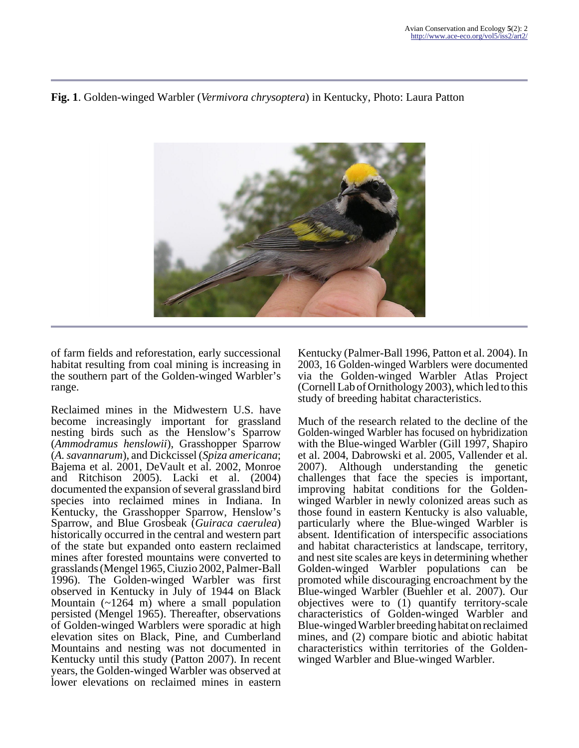**Fig. 1**. Golden-winged Warbler (*Vermivora chrysoptera*) in Kentucky, Photo: Laura Patton

of farm fields and reforestation, early successional habitat resulting from coal mining is increasing in the southern part of the Golden-winged Warbler's range.

Reclaimed mines in the Midwestern U.S. have become increasingly important for grassland nesting birds such as the Henslow's Sparrow (*Ammodramus henslowii*), Grasshopper Sparrow (*A. savannarum*), and Dickcissel (*Spiza americana*; Bajema et al. 2001, DeVault et al. 2002, Monroe and Ritchison 2005). Lacki et al. (2004) documented the expansion of several grassland bird species into reclaimed mines in Indiana. In Kentucky, the Grasshopper Sparrow, Henslow's Sparrow, and Blue Grosbeak (*Guiraca caerulea*) historically occurred in the central and western part of the state but expanded onto eastern reclaimed mines after forested mountains were converted to grasslands (Mengel 1965, Ciuzio 2002, Palmer-Ball 1996). The Golden-winged Warbler was first observed in Kentucky in July of 1944 on Black Mountain (~1264 m) where a small population persisted (Mengel 1965). Thereafter, observations of Golden-winged Warblers were sporadic at high elevation sites on Black, Pine, and Cumberland Mountains and nesting was not documented in Kentucky until this study (Patton 2007). In recent years, the Golden-winged Warbler was observed at lower elevations on reclaimed mines in eastern Kentucky (Palmer-Ball 1996, Patton et al. 2004). In 2003, 16 Golden-winged Warblers were documented via the Golden-winged Warbler Atlas Project (Cornell Lab of Ornithology 2003), which led to this study of breeding habitat characteristics.

Much of the research related to the decline of the Golden-winged Warbler has focused on hybridization with the Blue-winged Warbler (Gill 1997, Shapiro et al. 2004, Dabrowski et al. 2005, Vallender et al. 2007). Although understanding the genetic challenges that face the species is important, improving habitat conditions for the Golden-winged Warbler in newly colonized areas such as those found in eastern Kentucky is also valuable, particularly where the Blue-winged Warbler is absent. Identification of interspecific associations and habitat characteristics at landscape, territory, and nest site scales are keys in determining whether Golden-winged Warbler populations can be promoted while discouraging encroachment by the Blue-winged Warbler (Buehler et al. 2007). Our objectives were to (1) quantify territory-scale characteristics of Golden-winged Warbler and Blue-winged Warbler breeding habitat on reclaimed mines, and (2) compare biotic and abiotic habitat characteristics within territories of the Golden-winged Warbler and Blue-winged Warbler.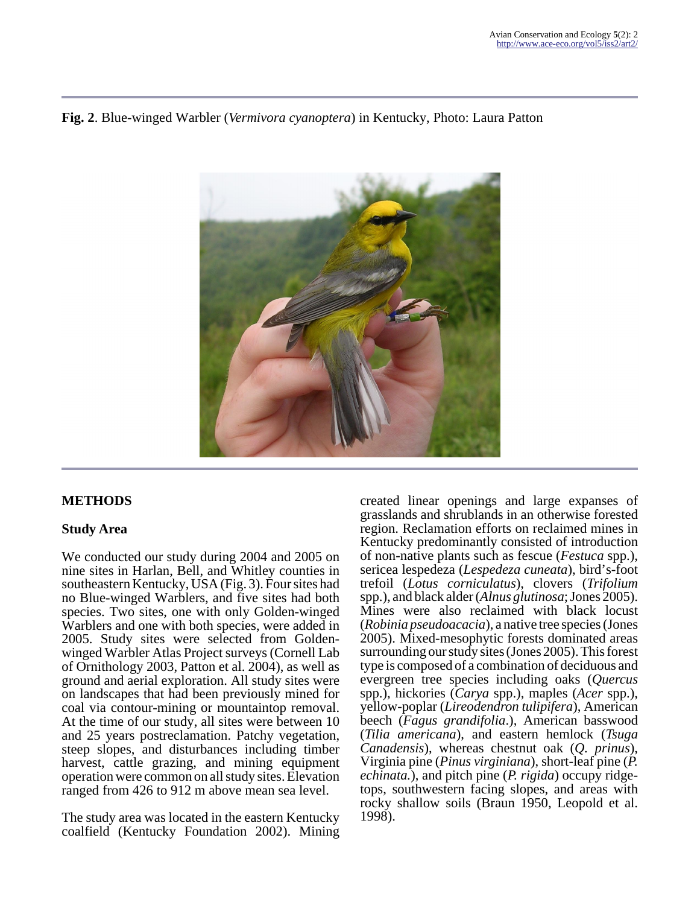**Fig. 2**. Blue-winged Warbler (*Vermivora cyanoptera*) in Kentucky, Photo: Laura Patton

## METHODS

### Study Area

We conducted our study during 2004 and 2005 on nine sites in Harlan, Bell, and Whitley counties in southeastern Kentucky, USA (Fig. 3). Four sites had no Blue-winged Warblers, and five sites had both species. Two sites, one with only Golden-winged Warblers and one with both species, were added in 2005. Study sites were selected from Golden-winged Warbler Atlas Project surveys (Cornell Lab of Ornithology 2003, Patton et al. 2004), as well as ground and aerial exploration. All study sites were on landscapes that had been previously mined for coal via contour-mining or mountaintop removal. At the time of our study, all sites were between 10 and 25 years postreclamation. Patchy vegetation, steep slopes, and disturbances including timber harvest, cattle grazing, and mining equipment operation were common on all study sites. Elevation ranged from 426 to 912 m above mean sea level.

The study area was located in the eastern Kentucky coalfield (Kentucky Foundation 2002). Mining created linear openings and large expanses of grasslands and shrublands in an otherwise forested region. Reclamation efforts on reclaimed mines in Kentucky predominantly consisted of introduction of non-native plants such as fescue (*Festuca* spp.), sericea lespedeza (*Lespedeza cuneata*), bird's-foot trefoil (*Lotus corniculatus*), clovers (*Trifolium* spp.), and black alder (*Alnus glutinosa*; Jones 2005). Mines were also reclaimed with black locust (*Robinia pseudoacacia*), a native tree species (Jones 2005). Mixed-mesophytic forests dominated areas surrounding our study sites (Jones 2005). This forest type is composed of a combination of deciduous and evergreen tree species including oaks (*Quercus* spp.), hickories (*Carya* spp.), maples (*Acer* spp.), yellow-poplar (*Lireodendron tulipifera*), American beech (*Fagus grandifolia*.), American basswood (*Tilia americana*), and eastern hemlock (*Tsuga Canadensis*), whereas chestnut oak (*Q. prinus*), Virginia pine (*Pinus virginiana*), short-leaf pine (*P. echinata.*), and pitch pine (*P. rigida*) occupy ridge-tops, southwestern facing slopes, and areas with rocky shallow soils (Braun 1950, Leopold et al. 1998).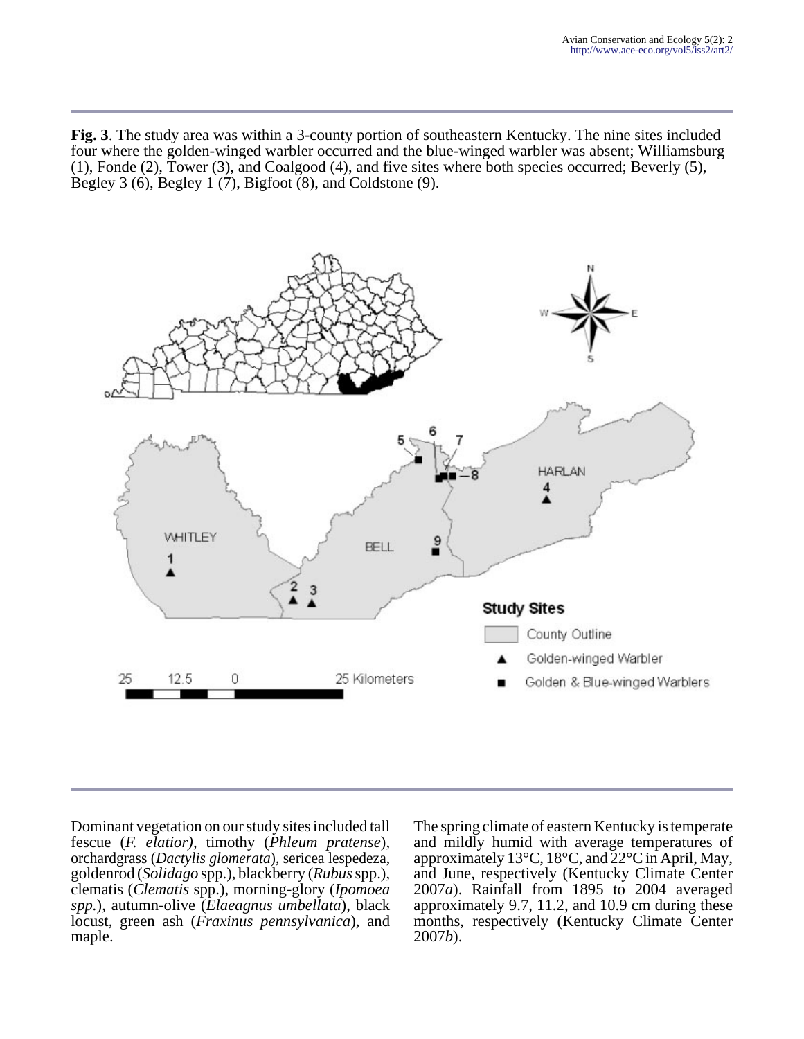**Fig. 3**. The study area was within a 3-county portion of southeastern Kentucky. The nine sites included four where the golden-winged warbler occurred and the blue-winged warbler was absent; Williamsburg (1), Fonde (2), Tower (3), and Coalgood (4), and five sites where both species occurred; Beverly (5), Begley 3 (6), Begley 1 (7), Bigfoot (8), and Coldstone (9).

Dominant vegetation on our study sites included tall fescue (*F. elatior)*, timothy (*Phleum pratense*), orchardgrass (*Dactylis glomerata*), sericea lespedeza, goldenrod (*Solidago* spp.), blackberry (*Rubus* spp.), clematis (*Clematis* spp.), morning-glory (*Ipomoea spp.*), autumn-olive (*Elaeagnus umbellata*), black locust, green ash (*Fraxinus pennsylvanica*), and maple.

The spring climate of eastern Kentucky is temperate and mildly humid with average temperatures of approximately 13°C, 18°C, and 22°C in April, May, and June, respectively (Kentucky Climate Center 2007*a*). Rainfall from 1895 to 2004 averaged approximately 9.7, 11.2, and 10.9 cm during these months, respectively (Kentucky Climate Center 2007*b*).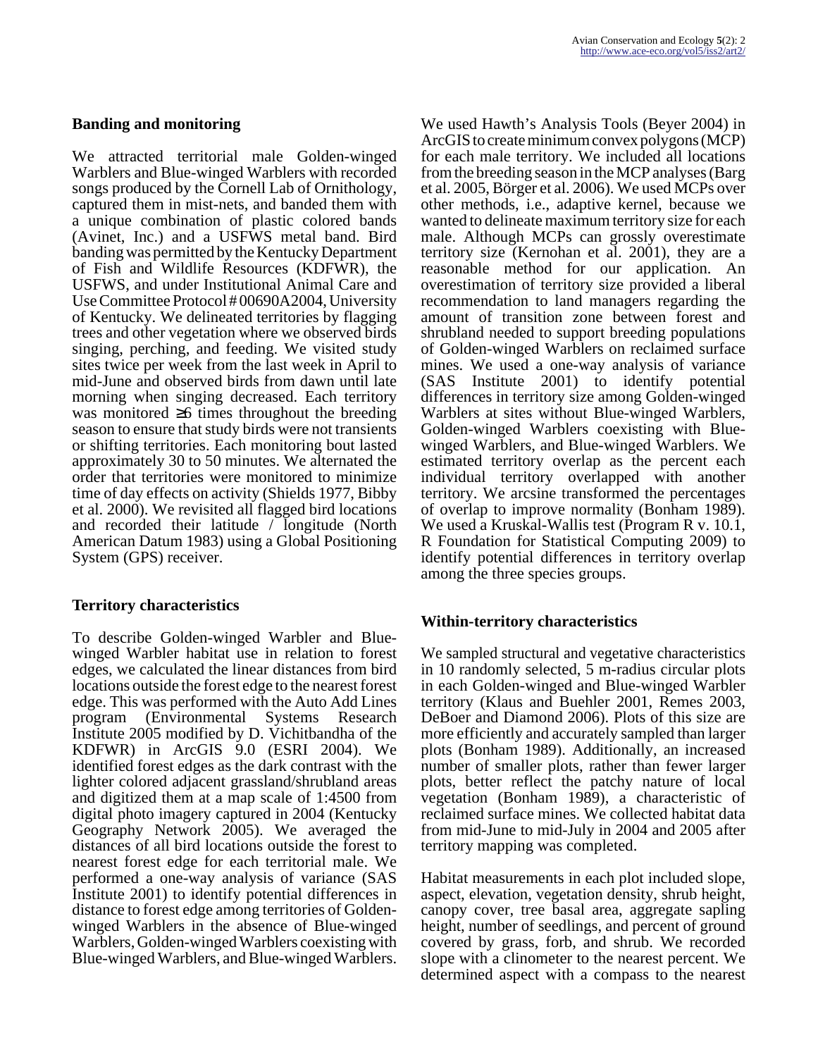### Banding and monitoring

We attracted territorial male Golden-winged Warblers and Blue-winged Warblers with recorded songs produced by the Cornell Lab of Ornithology, captured them in mist-nets, and banded them with a unique combination of plastic colored bands (Avinet, Inc.) and a USFWS metal band. Bird banding was permitted by the Kentucky Department of Fish and Wildlife Resources (KDFWR), the USFWS, and under Institutional Animal Care and Use Committee Protocol # 00690A2004, University of Kentucky. We delineated territories by flagging trees and other vegetation where we observed birds singing, perching, and feeding. We visited study sites twice per week from the last week in April to mid-June and observed birds from dawn until late morning when singing decreased. Each territory was monitored ≥6 times throughout the breeding season to ensure that study birds were not transients or shifting territories. Each monitoring bout lasted approximately 30 to 50 minutes. We alternated the order that territories were monitored to minimize time of day effects on activity (Shields 1977, Bibby et al. 2000). We revisited all flagged bird locations and recorded their latitude / longitude (North American Datum 1983) using a Global Positioning System (GPS) receiver.

### Territory characteristics

To describe Golden-winged Warbler and Blue-winged Warbler habitat use in relation to forest edges, we calculated the linear distances from bird locations outside the forest edge to the nearest forest edge. This was performed with the Auto Add Lines program (Environmental Systems Research Institute 2005 modified by D. Vichitbandha of the KDFWR) in ArcGIS 9.0 (ESRI 2004). We identified forest edges as the dark contrast with the lighter colored adjacent grassland/shrubland areas and digitized them at a map scale of 1:4500 from digital photo imagery captured in 2004 (Kentucky Geography Network 2005). We averaged the distances of all bird locations outside the forest to nearest forest edge for each territorial male. We performed a one-way analysis of variance (SAS Institute 2001) to identify potential differences in distance to forest edge among territories of Golden-winged Warblers in the absence of Blue-winged Warblers, Golden-winged Warblers coexisting with Blue-winged Warblers, and Blue-winged Warblers.

We used Hawth's Analysis Tools (Beyer 2004) in ArcGIS to create minimum convex polygons (MCP) for each male territory. We included all locations from the breeding season in the MCP analyses (Barg et al. 2005, Börger et al. 2006). We used MCPs over other methods, i.e., adaptive kernel, because we wanted to delineate maximum territory size for each male. Although MCPs can grossly overestimate territory size (Kernohan et al. 2001), they are a reasonable method for our application. An overestimation of territory size provided a liberal recommendation to land managers regarding the amount of transition zone between forest and shrubland needed to support breeding populations of Golden-winged Warblers on reclaimed surface mines. We used a one-way analysis of variance (SAS Institute 2001) to identify potential differences in territory size among Golden-winged Warblers at sites without Blue-winged Warblers, Golden-winged Warblers coexisting with Blue-winged Warblers, and Blue-winged Warblers. We estimated territory overlap as the percent each individual territory overlapped with another territory. We arcsine transformed the percentages of overlap to improve normality (Bonham 1989). We used a Kruskal-Wallis test (Program R v. 10.1, R Foundation for Statistical Computing 2009) to identify potential differences in territory overlap among the three species groups.

### Within-territory characteristics

We sampled structural and vegetative characteristics in 10 randomly selected, 5 m-radius circular plots in each Golden-winged and Blue-winged Warbler territory (Klaus and Buehler 2001, Remes 2003, DeBoer and Diamond 2006). Plots of this size are more efficiently and accurately sampled than larger plots (Bonham 1989). Additionally, an increased number of smaller plots, rather than fewer larger plots, better reflect the patchy nature of local vegetation (Bonham 1989), a characteristic of reclaimed surface mines. We collected habitat data from mid-June to mid-July in 2004 and 2005 after territory mapping was completed.

Habitat measurements in each plot included slope, aspect, elevation, vegetation density, shrub height, canopy cover, tree basal area, aggregate sapling height, number of seedlings, and percent of ground covered by grass, forb, and shrub. We recorded slope with a clinometer to the nearest percent. We determined aspect with a compass to the nearest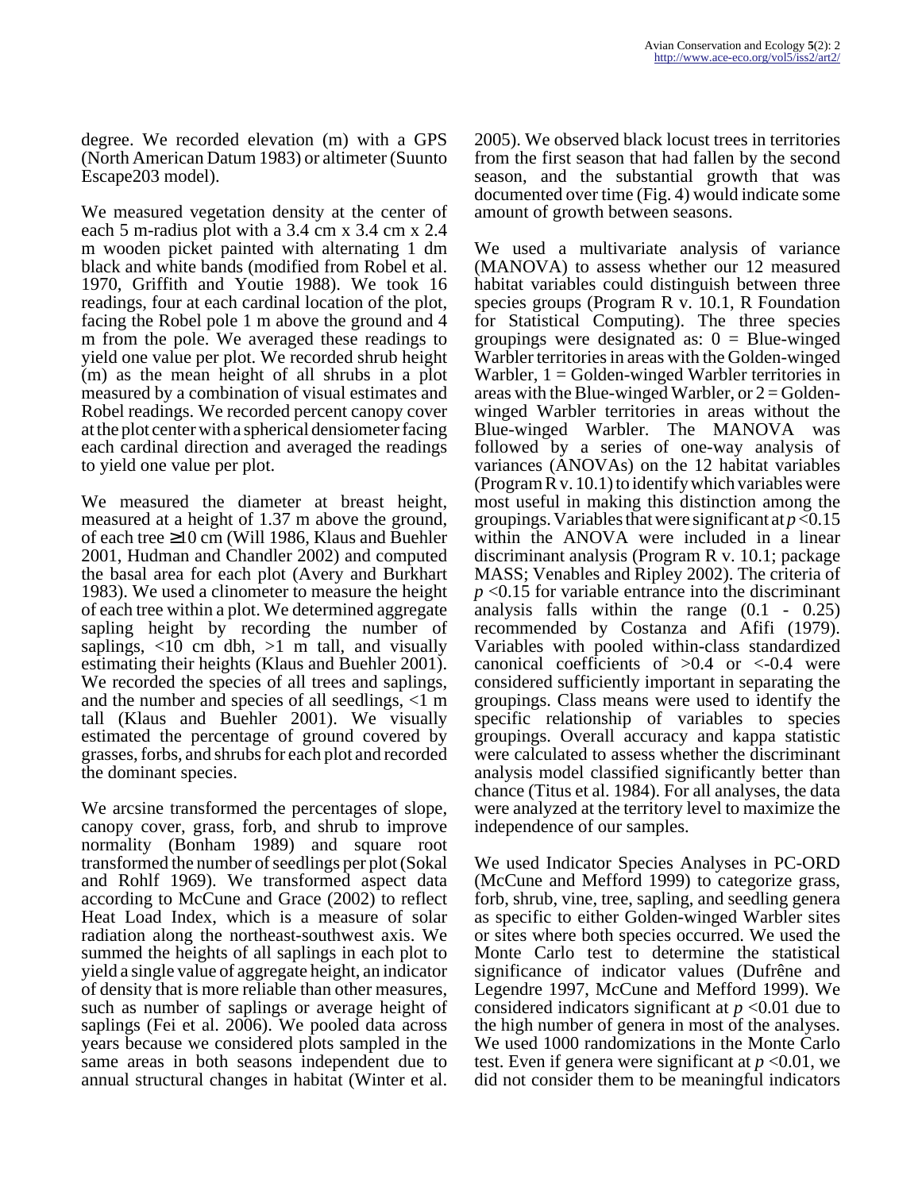degree. We recorded elevation (m) with a GPS (North American Datum 1983) or altimeter (Suunto Escape203 model).

We measured vegetation density at the center of each 5 m-radius plot with a 3.4 cm x 3.4 cm x 2.4 m wooden picket painted with alternating 1 dm black and white bands (modified from Robel et al. 1970, Griffith and Youtie 1988). We took 16 readings, four at each cardinal location of the plot, facing the Robel pole 1 m above the ground and 4 m from the pole. We averaged these readings to yield one value per plot. We recorded shrub height (m) as the mean height of all shrubs in a plot measured by a combination of visual estimates and Robel readings. We recorded percent canopy cover at the plot center with a spherical densiometer facing each cardinal direction and averaged the readings to yield one value per plot.

We measured the diameter at breast height, measured at a height of 1.37 m above the ground, of each tree ≥10 cm (Will 1986, Klaus and Buehler 2001, Hudman and Chandler 2002) and computed the basal area for each plot (Avery and Burkhart 1983). We used a clinometer to measure the height of each tree within a plot. We determined aggregate sapling height by recording the number of saplings, <10 cm dbh, >1 m tall, and visually estimating their heights (Klaus and Buehler 2001). We recorded the species of all trees and saplings, and the number and species of all seedlings, <1 m tall (Klaus and Buehler 2001). We visually estimated the percentage of ground covered by grasses, forbs, and shrubs for each plot and recorded the dominant species.

We arcsine transformed the percentages of slope, canopy cover, grass, forb, and shrub to improve normality (Bonham 1989) and square root transformed the number of seedlings per plot (Sokal and Rohlf 1969). We transformed aspect data according to McCune and Grace (2002) to reflect Heat Load Index, which is a measure of solar radiation along the northeast-southwest axis. We summed the heights of all saplings in each plot to yield a single value of aggregate height, an indicator of density that is more reliable than other measures, such as number of saplings or average height of saplings (Fei et al. 2006). We pooled data across years because we considered plots sampled in the same areas in both seasons independent due to annual structural changes in habitat (Winter et al. 2005). We observed black locust trees in territories from the first season that had fallen by the second season, and the substantial growth that was documented over time (Fig. 4) would indicate some amount of growth between seasons.

We used a multivariate analysis of variance (MANOVA) to assess whether our 12 measured habitat variables could distinguish between three species groups (Program R v. 10.1, R Foundation for Statistical Computing). The three species groupings were designated as: 0 = Blue-winged Warbler territories in areas with the Golden-winged Warbler, 1 = Golden-winged Warbler territories in areas with the Blue-winged Warbler, or 2 = Golden-winged Warbler territories in areas without the Blue-winged Warbler. The MANOVA was followed by a series of one-way analysis of variances (ANOVAs) on the 12 habitat variables (Program R v. 10.1) to identify which variables were most useful in making this distinction among the groupings. Variables that were significant at $p < 0.15$ within the ANOVA were included in a linear discriminant analysis (Program R v. 10.1; package MASS; Venables and Ripley 2002). The criteria of $p < 0.15$ for variable entrance into the discriminant analysis falls within the range (0.1 - 0.25) recommended by Costanza and Afifi (1979). Variables with pooled within-class standardized canonical coefficients of >0.4 or <-0.4 were considered sufficiently important in separating the groupings. Class means were used to identify the specific relationship of variables to species groupings. Overall accuracy and kappa statistic were calculated to assess whether the discriminant analysis model classified significantly better than chance (Titus et al. 1984). For all analyses, the data were analyzed at the territory level to maximize the independence of our samples.

We used Indicator Species Analyses in PC-ORD (McCune and Mefford 1999) to categorize grass, forb, shrub, vine, tree, sapling, and seedling genera as specific to either Golden-winged Warbler sites or sites where both species occurred. We used the Monte Carlo test to determine the statistical significance of indicator values (Dufrêne and Legendre 1997, McCune and Mefford 1999). We considered indicators significant at $p < 0.01$ due to the high number of genera in most of the analyses. We used 1000 randomizations in the Monte Carlo test. Even if genera were significant at $p < 0.01$, we did not consider them to be meaningful indicators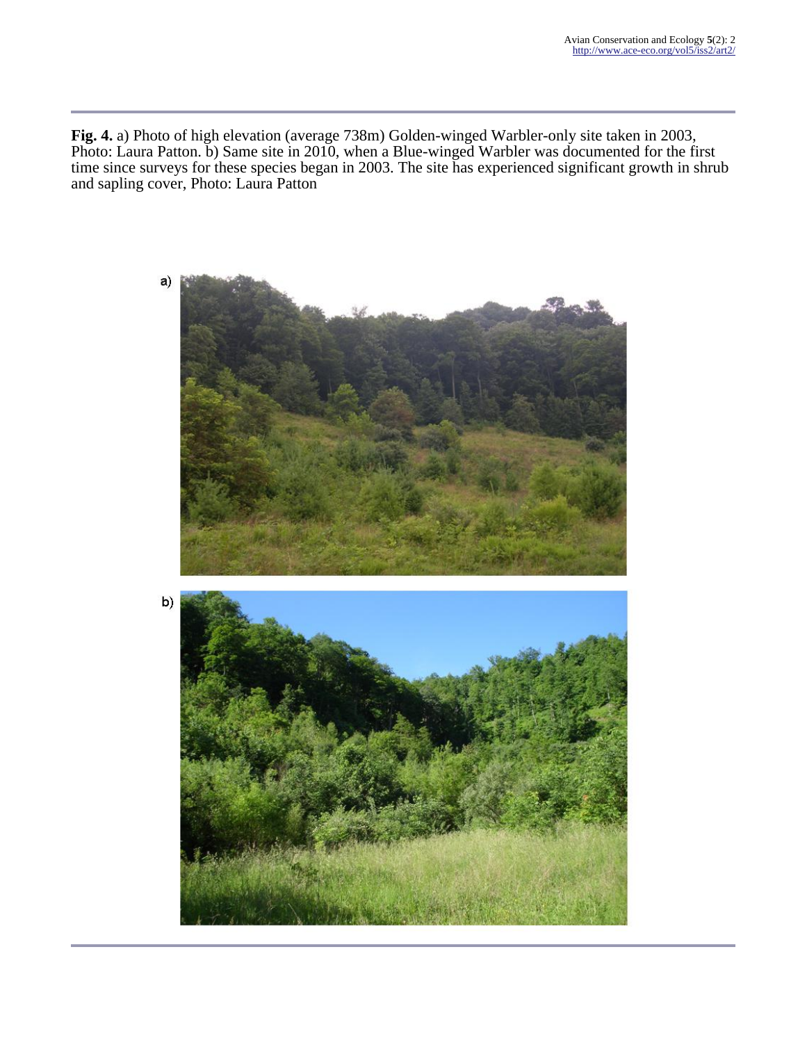**Fig. 4.** a) Photo of high elevation (average 738m) Golden-winged Warbler-only site taken in 2003, Photo: Laura Patton. b) Same site in 2010, when a Blue-winged Warbler was documented for the first time since surveys for these species began in 2003. The site has experienced significant growth in shrub and sapling cover, Photo: Laura Patton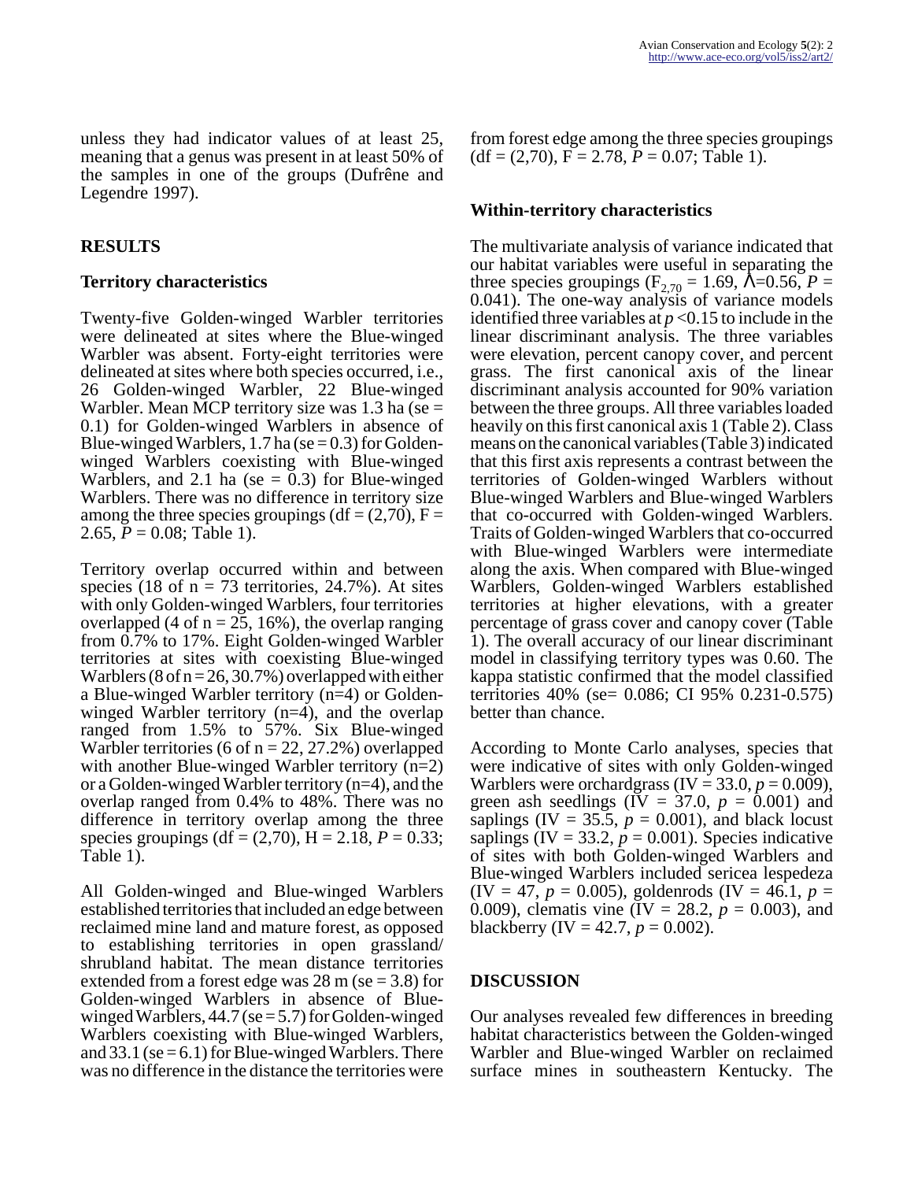unless they had indicator values of at least 25, meaning that a genus was present in at least 50% of the samples in one of the groups (Dufrêne and Legendre 1997).

## RESULTS

### Territory characteristics

Twenty-five Golden-winged Warbler territories were delineated at sites where the Blue-winged Warbler was absent. Forty-eight territories were delineated at sites where both species occurred, i.e., 26 Golden-winged Warbler, 22 Blue-winged Warbler. Mean MCP territory size was 1.3 ha (se = 0.1) for Golden-winged Warblers in absence of Blue-winged Warblers, 1.7 ha (se = 0.3) for Golden-winged Warblers coexisting with Blue-winged Warblers, and 2.1 ha (se = 0.3) for Blue-winged Warblers. There was no difference in territory size among the three species groupings (df = (2,70), F = 2.65, $P = 0.08$; Table 1).

Territory overlap occurred within and between species (18 of n = 73 territories, 24.7%). At sites with only Golden-winged Warblers, four territories overlapped (4 of n = 25, 16%), the overlap ranging from 0.7% to 17%. Eight Golden-winged Warbler territories at sites with coexisting Blue-winged Warblers (8 of n = 26, 30.7%) overlapped with either a Blue-winged Warbler territory (n=4) or Golden-winged Warbler territory (n=4), and the overlap ranged from 1.5% to 57%. Six Blue-winged Warbler territories (6 of n = 22, 27.2%) overlapped with another Blue-winged Warbler territory (n=2) or a Golden-winged Warbler territory (n=4), and the overlap ranged from 0.4% to 48%. There was no difference in territory overlap among the three species groupings (df = (2,70), H = 2.18, $P = 0.33$; Table 1).

All Golden-winged and Blue-winged Warblers established territories that included an edge between reclaimed mine land and mature forest, as opposed to establishing territories in open grassland/ shrubland habitat. The mean distance territories extended from a forest edge was 28 m (se = 3.8) for Golden-winged Warblers in absence of Blue-winged Warblers, 44.7 (se = 5.7) for Golden-winged Warblers coexisting with Blue-winged Warblers, and 33.1 (se = 6.1) for Blue-winged Warblers. There was no difference in the distance the territories were from forest edge among the three species groupings (df = (2,70), F = 2.78, $P = 0.07$; Table 1).

### Within-territory characteristics

The multivariate analysis of variance indicated that our habitat variables were useful in separating the three species groupings ($F_{2,70} = 1.69$, $\Lambda = 0.56$, $P = 0.041$). The one-way analysis of variance models identified three variables at $p < 0.15$ to include in the linear discriminant analysis. The three variables were elevation, percent canopy cover, and percent grass. The first canonical axis of the linear discriminant analysis accounted for 90% variation between the three groups. All three variables loaded heavily on this first canonical axis 1 (Table 2). Class means on the canonical variables (Table 3) indicated that this first axis represents a contrast between the territories of Golden-winged Warblers without Blue-winged Warblers and Blue-winged Warblers that co-occurred with Golden-winged Warblers. Traits of Golden-winged Warblers that co-occurred with Blue-winged Warblers were intermediate along the axis. When compared with Blue-winged Warblers, Golden-winged Warblers established territories at higher elevations, with a greater percentage of grass cover and canopy cover (Table 1). The overall accuracy of our linear discriminant model in classifying territory types was 0.60. The kappa statistic confirmed that the model classified territories 40% (se= 0.086; CI 95% 0.231-0.575) better than chance.

According to Monte Carlo analyses, species that were indicative of sites with only Golden-winged Warblers were orchardgrass (IV = 33.0, $p = 0.009$), green ash seedlings (IV = 37.0, $p = 0.001$) and saplings (IV = 35.5, $p = 0.001$), and black locust saplings (IV = 33.2, $p = 0.001$). Species indicative of sites with both Golden-winged Warblers and Blue-winged Warblers included sericea lespedeza (IV = 47, $p = 0.005$), goldenrods (IV = 46.1, $p = 0.009$), clematis vine (IV = 28.2, $p = 0.003$), and blackberry (IV = 42.7, $p = 0.002$).

## DISCUSSION

Our analyses revealed few differences in breeding habitat characteristics between the Golden-winged Warbler and Blue-winged Warbler on reclaimed surface mines in southeastern Kentucky. The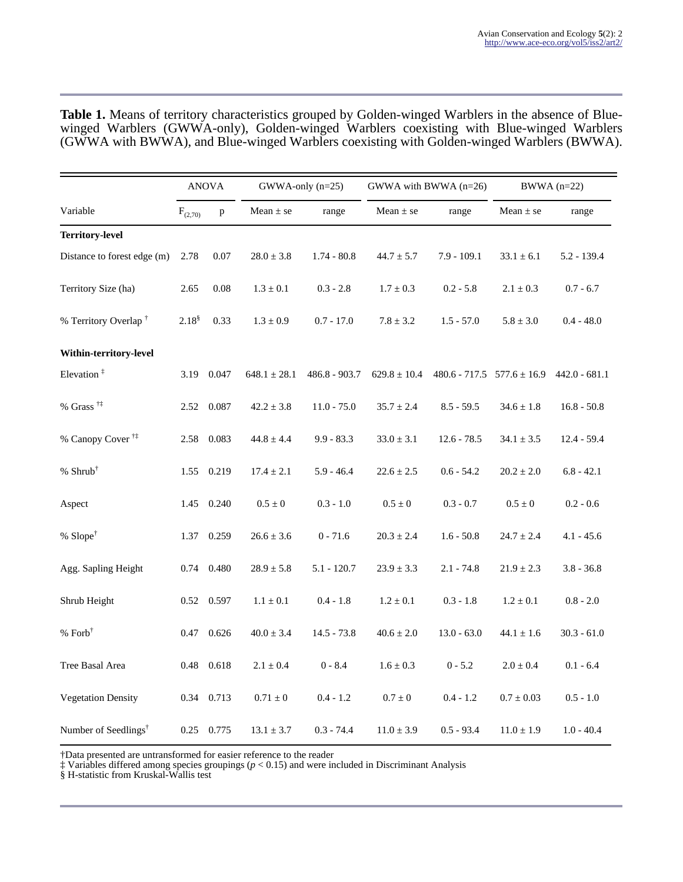**Table 1.** Means of territory characteristics grouped by Golden-winged Warblers in the absence of Blue-winged Warblers (GWWA-only), Golden-winged Warblers coexisting with Blue-winged Warblers (GWWA with BWWA), and Blue-winged Warblers coexisting with Golden-winged Warblers (BWWA).

| | ANOVA | | GWWA-only (n=25) | | GWWA with BWWA (n=26) | | BWWA (n=22) | |
|---|---|---|---|---|---|---|---|---|
| Variable | $F_{(2,70)}$ | p | Mean ± se | range | Mean ± se | range | Mean ± se | range |
| **Territory-level** | | | | | | | | |
| Distance to forest edge (m) | 2.78 | 0.07 | 28.0 ± 3.8 | 1.74 - 80.8 | 44.7 ± 5.7 | 7.9 - 109.1 | 33.1 ± 6.1 | 5.2 - 139.4 |
| Territory Size (ha) | 2.65 | 0.08 | 1.3 ± 0.1 | 0.3 - 2.8 | 1.7 ± 0.3 | 0.2 - 5.8 | 2.1 ± 0.3 | 0.7 - 6.7 |
| % Territory Overlap † | 2.18§ | 0.33 | 1.3 ± 0.9 | 0.7 - 17.0 | 7.8 ± 3.2 | 1.5 - 57.0 | 5.8 ± 3.0 | 0.4 - 48.0 |
| **Within-territory-level** | | | | | | | | |
| Elevation ‡ | 3.19 | 0.047 | 648.1 ± 28.1 | 486.8 - 903.7 | 629.8 ± 10.4 | 480.6 - 717.5 | 577.6 ± 16.9 | 442.0 - 681.1 |
| % Grass †‡ | 2.52 | 0.087 | 42.2 ± 3.8 | 11.0 - 75.0 | 35.7 ± 2.4 | 8.5 - 59.5 | 34.6 ± 1.8 | 16.8 - 50.8 |
| % Canopy Cover †‡ | 2.58 | 0.083 | 44.8 ± 4.4 | 9.9 - 83.3 | 33.0 ± 3.1 | 12.6 - 78.5 | 34.1 ± 3.5 | 12.4 - 59.4 |
| % Shrub† | 1.55 | 0.219 | 17.4 ± 2.1 | 5.9 - 46.4 | 22.6 ± 2.5 | 0.6 - 54.2 | 20.2 ± 2.0 | 6.8 - 42.1 |
| Aspect | 1.45 | 0.240 | 0.5 ± 0 | 0.3 - 1.0 | 0.5 ± 0 | 0.3 - 0.7 | 0.5 ± 0 | 0.2 - 0.6 |
| % Slope† | 1.37 | 0.259 | 26.6 ± 3.6 | 0 - 71.6 | 20.3 ± 2.4 | 1.6 - 50.8 | 24.7 ± 2.4 | 4.1 - 45.6 |
| Agg. Sapling Height | 0.74 | 0.480 | 28.9 ± 5.8 | 5.1 - 120.7 | 23.9 ± 3.3 | 2.1 - 74.8 | 21.9 ± 2.3 | 3.8 - 36.8 |
| Shrub Height | 0.52 | 0.597 | 1.1 ± 0.1 | 0.4 - 1.8 | 1.2 ± 0.1 | 0.3 - 1.8 | 1.2 ± 0.1 | 0.8 - 2.0 |
| % Forb† | 0.47 | 0.626 | 40.0 ± 3.4 | 14.5 - 73.8 | 40.6 ± 2.0 | 13.0 - 63.0 | 44.1 ± 1.6 | 30.3 - 61.0 |
| Tree Basal Area | 0.48 | 0.618 | 2.1 ± 0.4 | 0 - 8.4 | 1.6 ± 0.3 | 0 - 5.2 | 2.0 ± 0.4 | 0.1 - 6.4 |
| Vegetation Density | 0.34 | 0.713 | 0.71 ± 0 | 0.4 - 1.2 | 0.7 ± 0 | 0.4 - 1.2 | 0.7 ± 0.03 | 0.5 - 1.0 |
| Number of Seedlings† | 0.25 | 0.775 | 13.1 ± 3.7 | 0.3 - 74.4 | 11.0 ± 3.9 | 0.5 - 93.4 | 11.0 ± 1.9 | 1.0 - 40.4 |

†Data presented are untransformed for easier reference to the reader
‡ Variables differed among species groupings ($p < 0.15$) and were included in Discriminant Analysis
§ H-statistic from Kruskal-Wallis test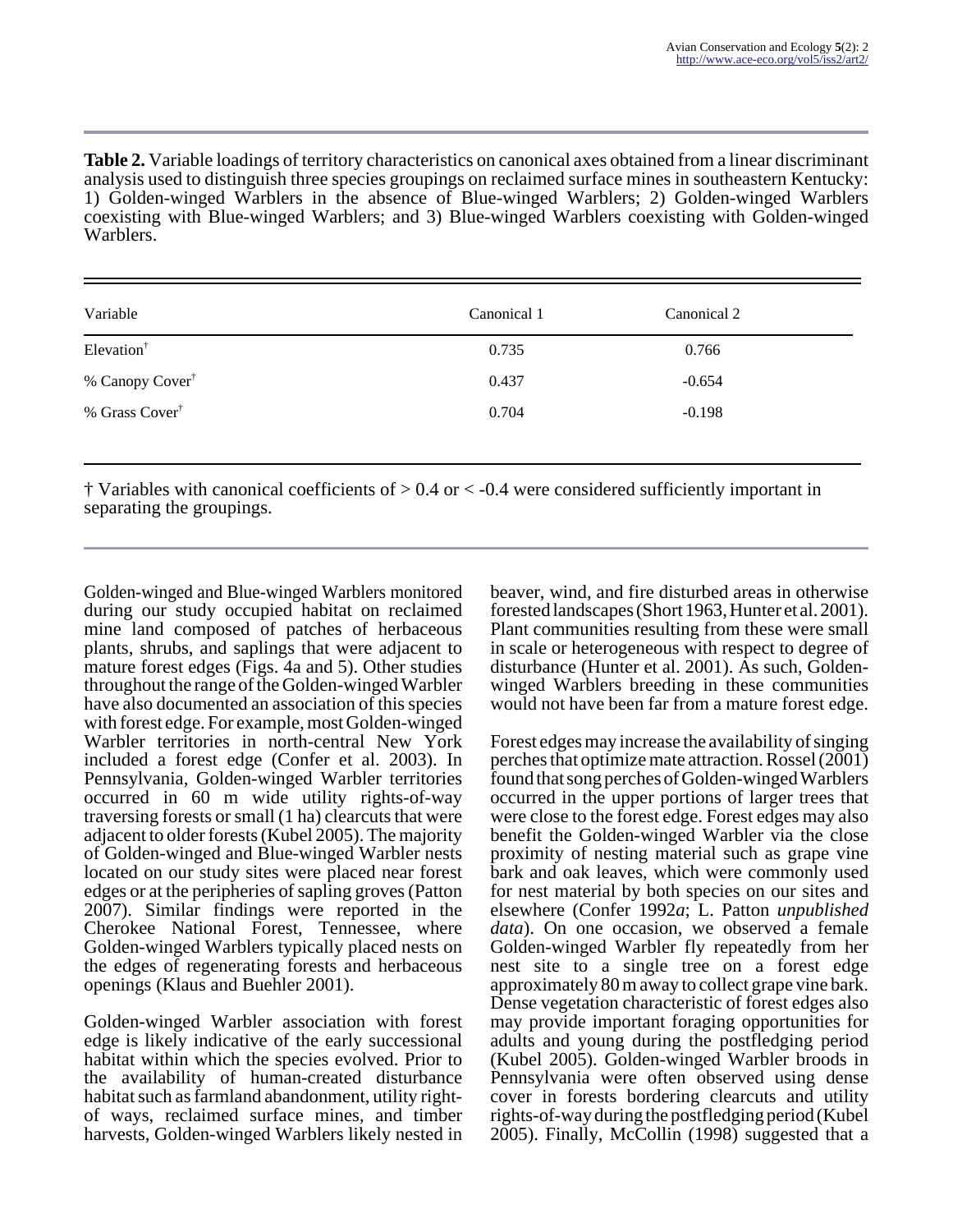**Table 2.** Variable loadings of territory characteristics on canonical axes obtained from a linear discriminant analysis used to distinguish three species groupings on reclaimed surface mines in southeastern Kentucky: 1) Golden-winged Warblers in the absence of Blue-winged Warblers; 2) Golden-winged Warblers coexisting with Blue-winged Warblers; and 3) Blue-winged Warblers coexisting with Golden-winged Warblers.

| Variable | Canonical 1 | Canonical 2 |
|---|---|---|
| Elevation† | 0.735 | 0.766 |
| % Canopy Cover† | 0.437 | -0.654 |
| % Grass Cover† | 0.704 | -0.198 |

† Variables with canonical coefficients of > 0.4 or < -0.4 were considered sufficiently important in separating the groupings.

Golden-winged and Blue-winged Warblers monitored during our study occupied habitat on reclaimed mine land composed of patches of herbaceous plants, shrubs, and saplings that were adjacent to mature forest edges (Figs. 4a and 5). Other studies throughout the range of the Golden-winged Warbler have also documented an association of this species with forest edge. For example, most Golden-winged Warbler territories in north-central New York included a forest edge (Confer et al. 2003). In Pennsylvania, Golden-winged Warbler territories occurred in 60 m wide utility rights-of-way traversing forests or small (1 ha) clearcuts that were adjacent to older forests (Kubel 2005). The majority of Golden-winged and Blue-winged Warbler nests located on our study sites were placed near forest edges or at the peripheries of sapling groves (Patton 2007). Similar findings were reported in the Cherokee National Forest, Tennessee, where Golden-winged Warblers typically placed nests on the edges of regenerating forests and herbaceous openings (Klaus and Buehler 2001).

Golden-winged Warbler association with forest edge is likely indicative of the early successional habitat within which the species evolved. Prior to the availability of human-created disturbance habitat such as farmland abandonment, utility right-of ways, reclaimed surface mines, and timber harvests, Golden-winged Warblers likely nested in beaver, wind, and fire disturbed areas in otherwise forested landscapes (Short 1963, Hunter et al. 2001). Plant communities resulting from these were small in scale or heterogeneous with respect to degree of disturbance (Hunter et al. 2001). As such, Golden-winged Warblers breeding in these communities would not have been far from a mature forest edge.

Forest edges may increase the availability of singing perches that optimize mate attraction. Rossel (2001) found that song perches of Golden-winged Warblers occurred in the upper portions of larger trees that were close to the forest edge. Forest edges may also benefit the Golden-winged Warbler via the close proximity of nesting material such as grape vine bark and oak leaves, which were commonly used for nest material by both species on our sites and elsewhere (Confer 1992*a*; L. Patton *unpublished data*). On one occasion, we observed a female Golden-winged Warbler fly repeatedly from her nest site to a single tree on a forest edge approximately 80 m away to collect grape vine bark. Dense vegetation characteristic of forest edges also may provide important foraging opportunities for adults and young during the postfledging period (Kubel 2005). Golden-winged Warbler broods in Pennsylvania were often observed using dense cover in forests bordering clearcuts and utility rights-of-way during the postfledging period (Kubel 2005). Finally, McCollin (1998) suggested that a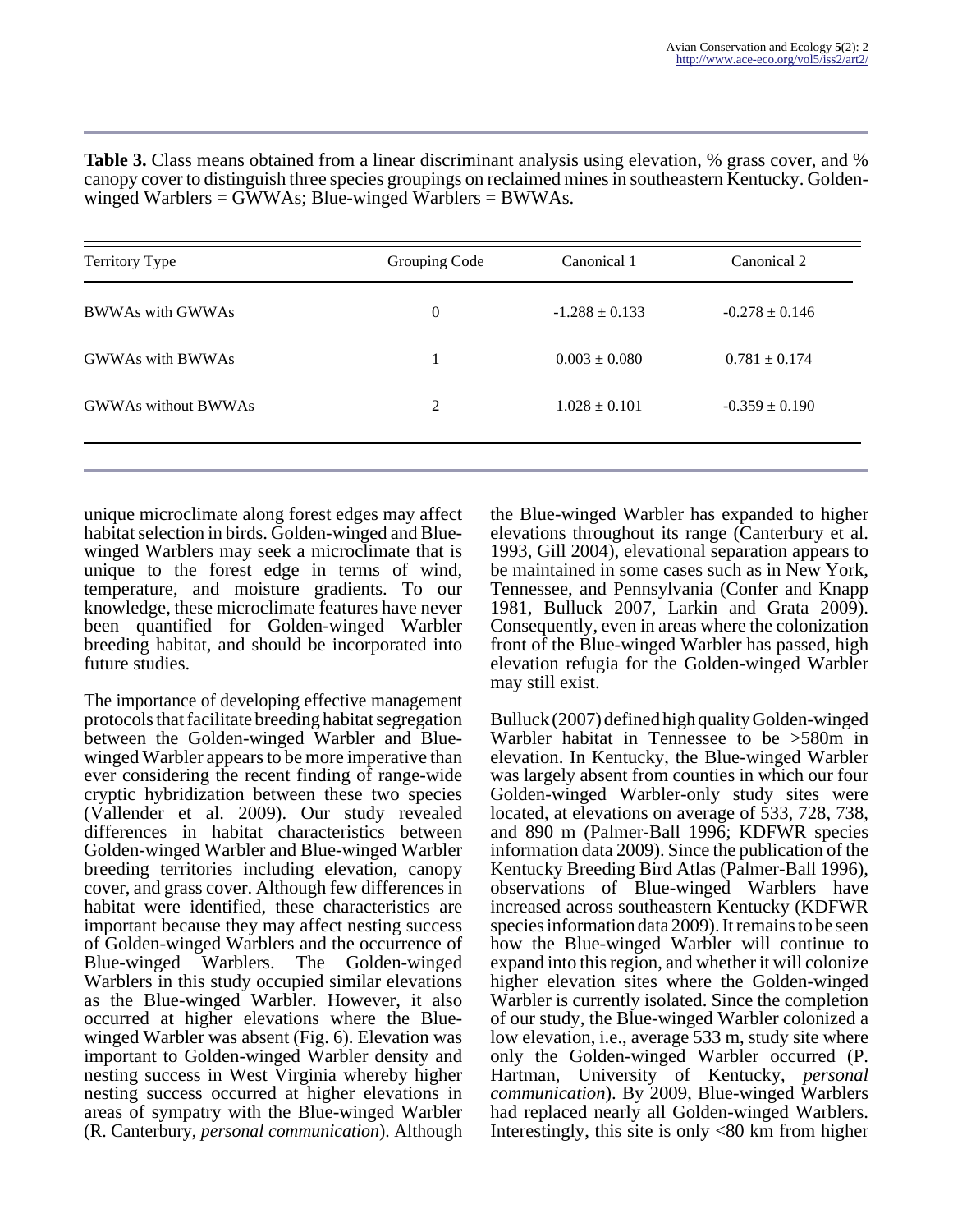**Table 3.** Class means obtained from a linear discriminant analysis using elevation, % grass cover, and % canopy cover to distinguish three species groupings on reclaimed mines in southeastern Kentucky. Golden-winged Warblers = GWWAs; Blue-winged Warblers = BWWAs.

| Territory Type | Grouping Code | Canonical 1 | Canonical 2 |
| --- | --- | --- | --- |
| BWWAs with GWWAs | 0 | -1.288 ± 0.133 | -0.278 ± 0.146 |
| GWWAs with BWWAs | 1 | 0.003 ± 0.080 | 0.781 ± 0.174 |
| GWWAs without BWWAs | 2 | 1.028 ± 0.101 | -0.359 ± 0.190 |

unique microclimate along forest edges may affect habitat selection in birds. Golden-winged and Blue-winged Warblers may seek a microclimate that is unique to the forest edge in terms of wind, temperature, and moisture gradients. To our knowledge, these microclimate features have never been quantified for Golden-winged Warbler breeding habitat, and should be incorporated into future studies.

The importance of developing effective management protocols that facilitate breeding habitat segregation between the Golden-winged Warbler and Blue-winged Warbler appears to be more imperative than ever considering the recent finding of range-wide cryptic hybridization between these two species (Vallender et al. 2009). Our study revealed differences in habitat characteristics between Golden-winged Warbler and Blue-winged Warbler breeding territories including elevation, canopy cover, and grass cover. Although few differences in habitat were identified, these characteristics are important because they may affect nesting success of Golden-winged Warblers and the occurrence of Blue-winged Warblers. The Golden-winged Warblers in this study occupied similar elevations as the Blue-winged Warbler. However, it also occurred at higher elevations where the Blue-winged Warbler was absent (Fig. 6). Elevation was important to Golden-winged Warbler density and nesting success in West Virginia whereby higher nesting success occurred at higher elevations in areas of sympatry with the Blue-winged Warbler (R. Canterbury, *personal communication*). Although the Blue-winged Warbler has expanded to higher elevations throughout its range (Canterbury et al. 1993, Gill 2004), elevational separation appears to be maintained in some cases such as in New York, Tennessee, and Pennsylvania (Confer and Knapp 1981, Bulluck 2007, Larkin and Grata 2009). Consequently, even in areas where the colonization front of the Blue-winged Warbler has passed, high elevation refugia for the Golden-winged Warbler may still exist.

Bulluck (2007) defined high quality Golden-winged Warbler habitat in Tennessee to be >580m in elevation. In Kentucky, the Blue-winged Warbler was largely absent from counties in which our four Golden-winged Warbler-only study sites were located, at elevations on average of 533, 728, 738, and 890 m (Palmer-Ball 1996; KDFWR species information data 2009). Since the publication of the Kentucky Breeding Bird Atlas (Palmer-Ball 1996), observations of Blue-winged Warblers have increased across southeastern Kentucky (KDFWR species information data 2009). It remains to be seen how the Blue-winged Warbler will continue to expand into this region, and whether it will colonize higher elevation sites where the Golden-winged Warbler is currently isolated. Since the completion of our study, the Blue-winged Warbler colonized a low elevation, i.e., average 533 m, study site where only the Golden-winged Warbler occurred (P. Hartman, University of Kentucky, *personal communication*). By 2009, Blue-winged Warblers had replaced nearly all Golden-winged Warblers. Interestingly, this site is only <80 km from higher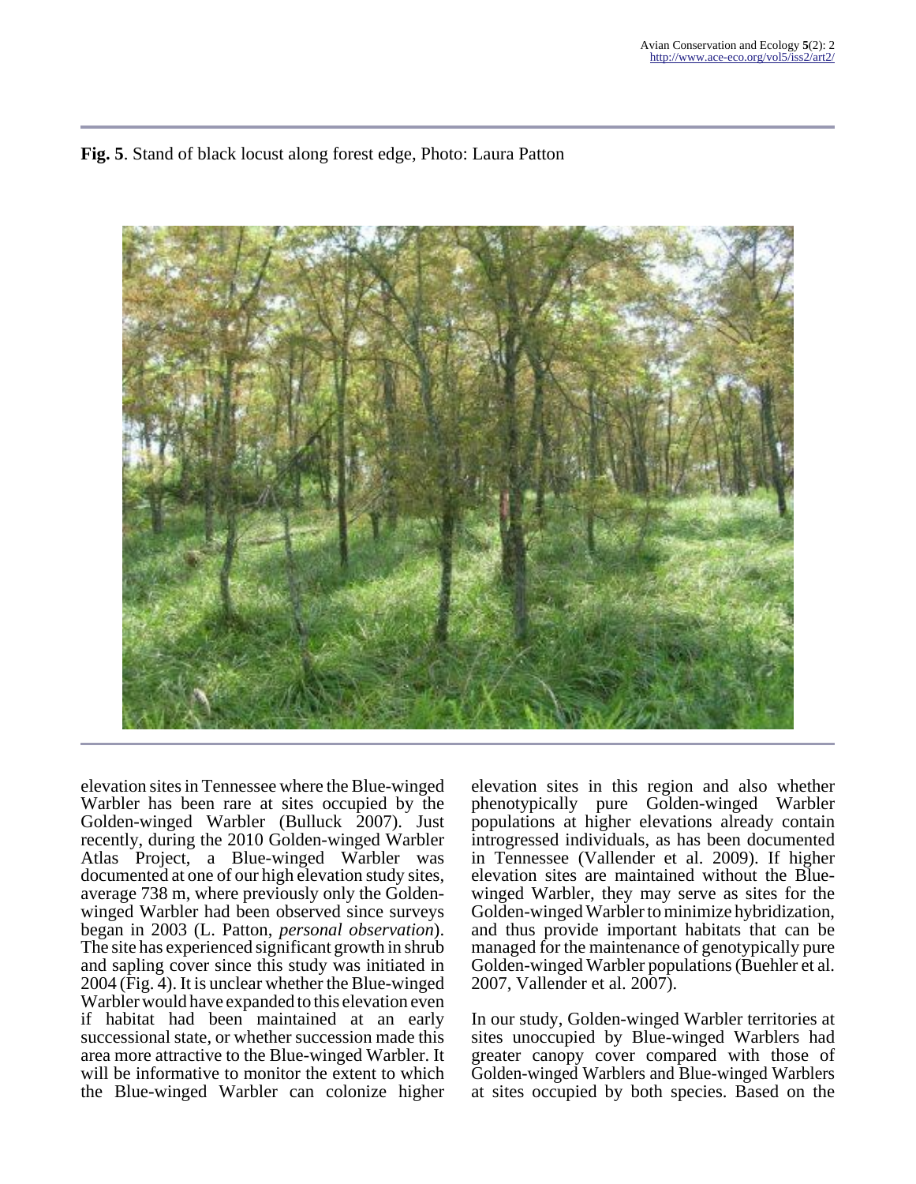**Fig. 5**. Stand of black locust along forest edge, Photo: Laura Patton

elevation sites in Tennessee where the Blue-winged Warbler has been rare at sites occupied by the Golden-winged Warbler (Bulluck 2007). Just recently, during the 2010 Golden-winged Warbler Atlas Project, a Blue-winged Warbler was documented at one of our high elevation study sites, average 738 m, where previously only the Golden-winged Warbler had been observed since surveys began in 2003 (L. Patton, *personal observation*). The site has experienced significant growth in shrub and sapling cover since this study was initiated in 2004 (Fig. 4). It is unclear whether the Blue-winged Warbler would have expanded to this elevation even if habitat had been maintained at an early successional state, or whether succession made this area more attractive to the Blue-winged Warbler. It will be informative to monitor the extent to which the Blue-winged Warbler can colonize higher elevation sites in this region and also whether phenotypically pure Golden-winged Warbler populations at higher elevations already contain introgressed individuals, as has been documented in Tennessee (Vallender et al. 2009). If higher elevation sites are maintained without the Blue-winged Warbler, they may serve as sites for the Golden-winged Warbler to minimize hybridization, and thus provide important habitats that can be managed for the maintenance of genotypically pure Golden-winged Warbler populations (Buehler et al. 2007, Vallender et al. 2007).

In our study, Golden-winged Warbler territories at sites unoccupied by Blue-winged Warblers had greater canopy cover compared with those of Golden-winged Warblers and Blue-winged Warblers at sites occupied by both species. Based on the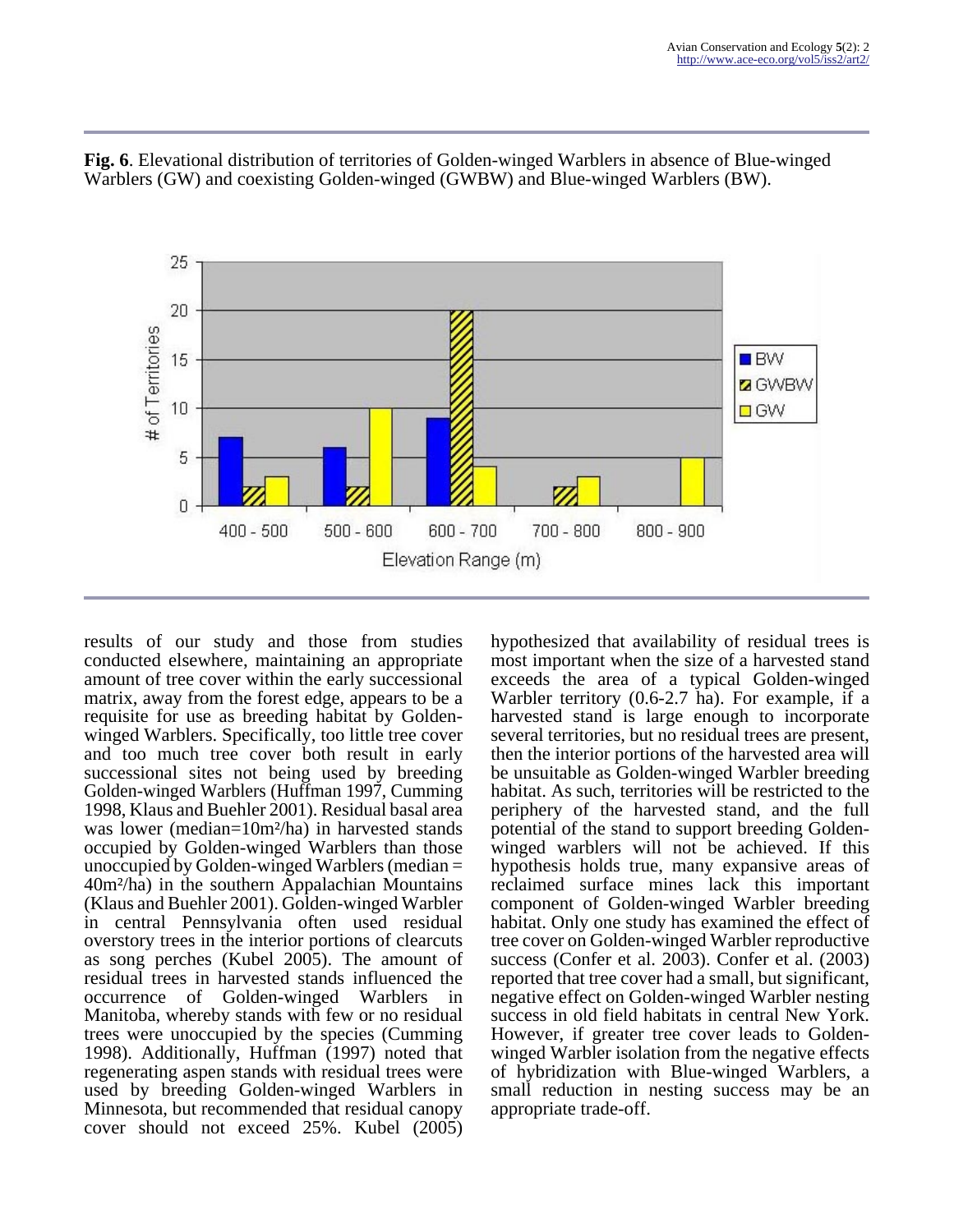**Fig. 6**. Elevational distribution of territories of Golden-winged Warblers in absence of Blue-winged Warblers (GW) and coexisting Golden-winged (GWBW) and Blue-winged Warblers (BW).

results of our study and those from studies conducted elsewhere, maintaining an appropriate amount of tree cover within the early successional matrix, away from the forest edge, appears to be a requisite for use as breeding habitat by Golden-winged Warblers. Specifically, too little tree cover and too much tree cover both result in early successional sites not being used by breeding Golden-winged Warblers (Huffman 1997, Cumming 1998, Klaus and Buehler 2001). Residual basal area was lower (median=10m²/ha) in harvested stands occupied by Golden-winged Warblers than those unoccupied by Golden-winged Warblers (median = 40m²/ha) in the southern Appalachian Mountains (Klaus and Buehler 2001). Golden-winged Warbler in central Pennsylvania often used residual overstory trees in the interior portions of clearcuts as song perches (Kubel 2005). The amount of residual trees in harvested stands influenced the occurrence of Golden-winged Warblers in Manitoba, whereby stands with few or no residual trees were unoccupied by the species (Cumming 1998). Additionally, Huffman (1997) noted that regenerating aspen stands with residual trees were used by breeding Golden-winged Warblers in Minnesota, but recommended that residual canopy cover should not exceed 25%. Kubel (2005) hypothesized that availability of residual trees is most important when the size of a harvested stand exceeds the area of a typical Golden-winged Warbler territory (0.6-2.7 ha). For example, if a harvested stand is large enough to incorporate several territories, but no residual trees are present, then the interior portions of the harvested area will be unsuitable as Golden-winged Warbler breeding habitat. As such, territories will be restricted to the periphery of the harvested stand, and the full potential of the stand to support breeding Golden-winged warblers will not be achieved. If this hypothesis holds true, many expansive areas of reclaimed surface mines lack this important component of Golden-winged Warbler breeding habitat. Only one study has examined the effect of tree cover on Golden-winged Warbler reproductive success (Confer et al. 2003). Confer et al. (2003) reported that tree cover had a small, but significant, negative effect on Golden-winged Warbler nesting success in old field habitats in central New York. However, if greater tree cover leads to Golden-winged Warbler isolation from the negative effects of hybridization with Blue-winged Warblers, a small reduction in nesting success may be an appropriate trade-off.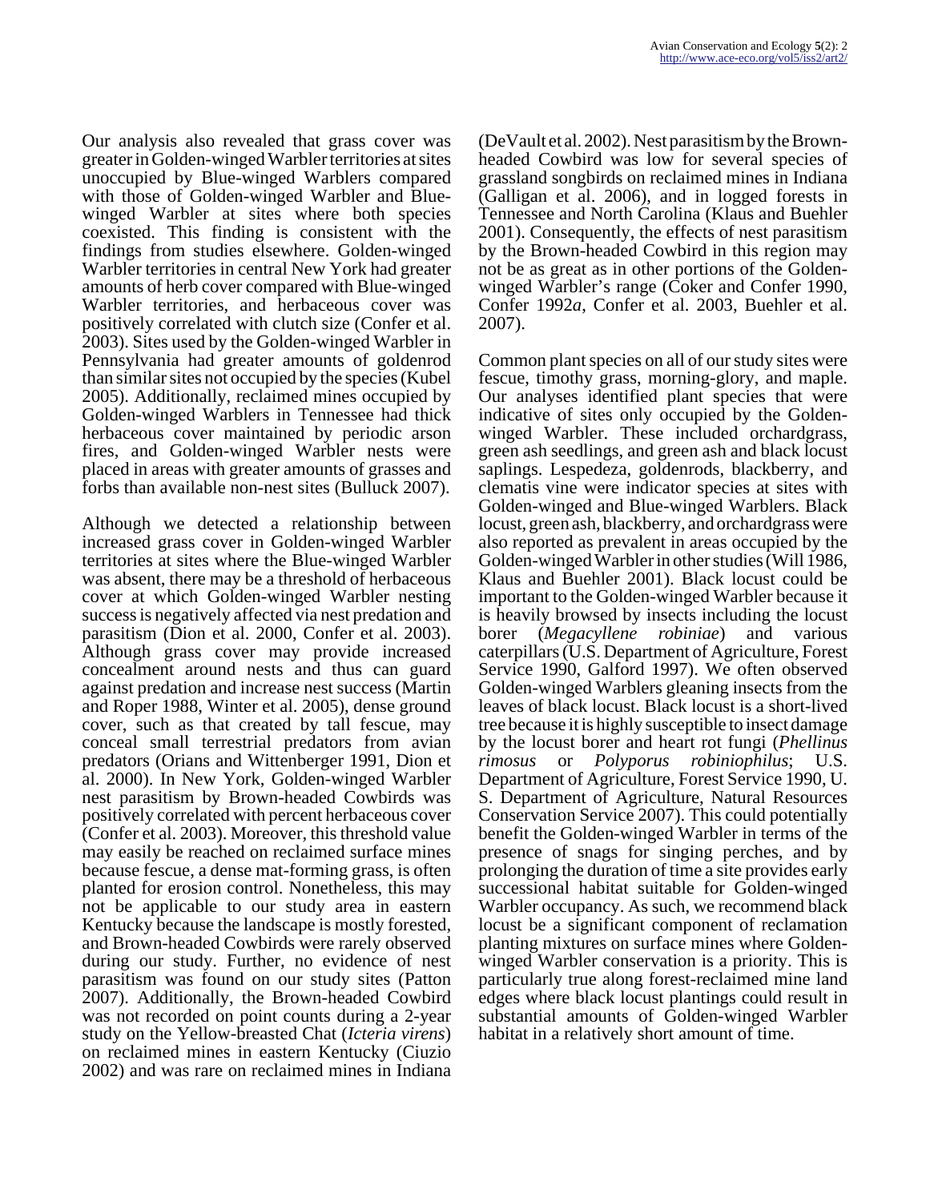Our analysis also revealed that grass cover was greater in Golden-winged Warbler territories at sites unoccupied by Blue-winged Warblers compared with those of Golden-winged Warbler and Blue-winged Warbler at sites where both species coexisted. This finding is consistent with the findings from studies elsewhere. Golden-winged Warbler territories in central New York had greater amounts of herb cover compared with Blue-winged Warbler territories, and herbaceous cover was positively correlated with clutch size (Confer et al. 2003). Sites used by the Golden-winged Warbler in Pennsylvania had greater amounts of goldenrod than similar sites not occupied by the species (Kubel 2005). Additionally, reclaimed mines occupied by Golden-winged Warblers in Tennessee had thick herbaceous cover maintained by periodic arson fires, and Golden-winged Warbler nests were placed in areas with greater amounts of grasses and forbs than available non-nest sites (Bulluck 2007).

Although we detected a relationship between increased grass cover in Golden-winged Warbler territories at sites where the Blue-winged Warbler was absent, there may be a threshold of herbaceous cover at which Golden-winged Warbler nesting success is negatively affected via nest predation and parasitism (Dion et al. 2000, Confer et al. 2003). Although grass cover may provide increased concealment around nests and thus can guard against predation and increase nest success (Martin and Roper 1988, Winter et al. 2005), dense ground cover, such as that created by tall fescue, may conceal small terrestrial predators from avian predators (Orians and Wittenberger 1991, Dion et al. 2000). In New York, Golden-winged Warbler nest parasitism by Brown-headed Cowbirds was positively correlated with percent herbaceous cover (Confer et al. 2003). Moreover, this threshold value may easily be reached on reclaimed surface mines because fescue, a dense mat-forming grass, is often planted for erosion control. Nonetheless, this may not be applicable to our study area in eastern Kentucky because the landscape is mostly forested, and Brown-headed Cowbirds were rarely observed during our study. Further, no evidence of nest parasitism was found on our study sites (Patton 2007). Additionally, the Brown-headed Cowbird was not recorded on point counts during a 2-year study on the Yellow-breasted Chat (*Icteria virens*) on reclaimed mines in eastern Kentucky (Ciuzio 2002) and was rare on reclaimed mines in Indiana (DeVault et al. 2002). Nest parasitism by the Brown-headed Cowbird was low for several species of grassland songbirds on reclaimed mines in Indiana (Galligan et al. 2006), and in logged forests in Tennessee and North Carolina (Klaus and Buehler 2001). Consequently, the effects of nest parasitism by the Brown-headed Cowbird in this region may not be as great as in other portions of the Golden-winged Warbler's range (Coker and Confer 1990, Confer 1992*a*, Confer et al. 2003, Buehler et al. 2007).

Common plant species on all of our study sites were fescue, timothy grass, morning-glory, and maple. Our analyses identified plant species that were indicative of sites only occupied by the Golden-winged Warbler. These included orchardgrass, green ash seedlings, and green ash and black locust saplings. Lespedeza, goldenrods, blackberry, and clematis vine were indicator species at sites with Golden-winged and Blue-winged Warblers. Black locust, green ash, blackberry, and orchardgrass were also reported as prevalent in areas occupied by the Golden-winged Warbler in other studies (Will 1986, Klaus and Buehler 2001). Black locust could be important to the Golden-winged Warbler because it is heavily browsed by insects including the locust borer (*Megacyllene robiniae*) and various caterpillars (U.S. Department of Agriculture, Forest Service 1990, Galford 1997). We often observed Golden-winged Warblers gleaning insects from the leaves of black locust. Black locust is a short-lived tree because it is highly susceptible to insect damage by the locust borer and heart rot fungi (*Phellinus rimosus* or *Polyporus robiniophilus*; U.S. Department of Agriculture, Forest Service 1990, U. S. Department of Agriculture, Natural Resources Conservation Service 2007). This could potentially benefit the Golden-winged Warbler in terms of the presence of snags for singing perches, and by prolonging the duration of time a site provides early successional habitat suitable for Golden-winged Warbler occupancy. As such, we recommend black locust be a significant component of reclamation planting mixtures on surface mines where Golden-winged Warbler conservation is a priority. This is particularly true along forest-reclaimed mine land edges where black locust plantings could result in substantial amounts of Golden-winged Warbler habitat in a relatively short amount of time.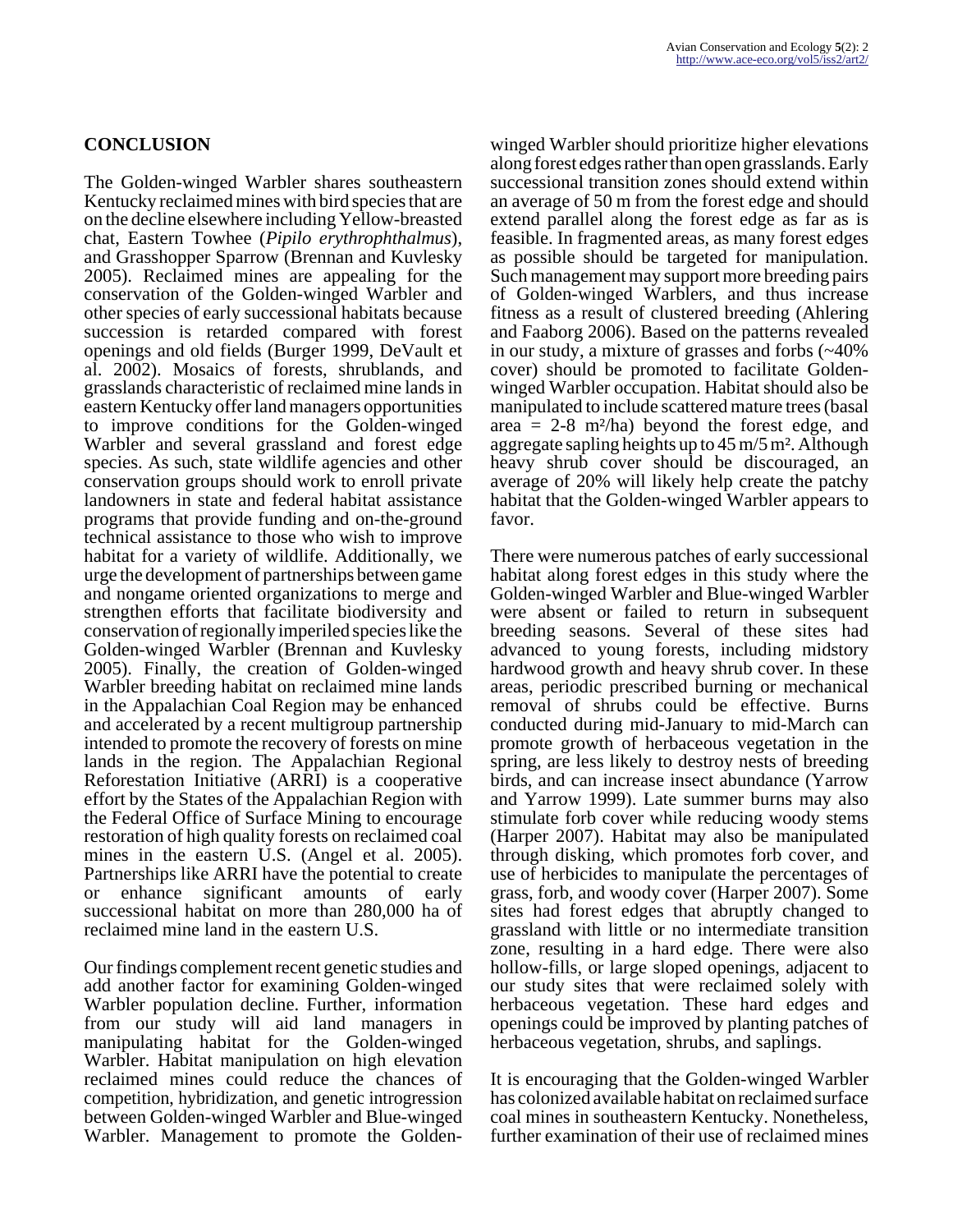## CONCLUSION

The Golden-winged Warbler shares southeastern Kentucky reclaimed mines with bird species that are on the decline elsewhere including Yellow-breasted chat, Eastern Towhee (*Pipilo erythrophthalmus*), and Grasshopper Sparrow (Brennan and Kuvlesky 2005). Reclaimed mines are appealing for the conservation of the Golden-winged Warbler and other species of early successional habitats because succession is retarded compared with forest openings and old fields (Burger 1999, DeVault et al. 2002). Mosaics of forests, shrublands, and grasslands characteristic of reclaimed mine lands in eastern Kentucky offer land managers opportunities to improve conditions for the Golden-winged Warbler and several grassland and forest edge species. As such, state wildlife agencies and other conservation groups should work to enroll private landowners in state and federal habitat assistance programs that provide funding and on-the-ground technical assistance to those who wish to improve habitat for a variety of wildlife. Additionally, we urge the development of partnerships between game and nongame oriented organizations to merge and strengthen efforts that facilitate biodiversity and conservation of regionally imperiled species like the Golden-winged Warbler (Brennan and Kuvlesky 2005). Finally, the creation of Golden-winged Warbler breeding habitat on reclaimed mine lands in the Appalachian Coal Region may be enhanced and accelerated by a recent multigroup partnership intended to promote the recovery of forests on mine lands in the region. The Appalachian Regional Reforestation Initiative (ARRI) is a cooperative effort by the States of the Appalachian Region with the Federal Office of Surface Mining to encourage restoration of high quality forests on reclaimed coal mines in the eastern U.S. (Angel et al. 2005). Partnerships like ARRI have the potential to create or enhance significant amounts of early successional habitat on more than 280,000 ha of reclaimed mine land in the eastern U.S.

Our findings complement recent genetic studies and add another factor for examining Golden-winged Warbler population decline. Further, information from our study will aid land managers in manipulating habitat for the Golden-winged Warbler. Habitat manipulation on high elevation reclaimed mines could reduce the chances of competition, hybridization, and genetic introgression between Golden-winged Warbler and Blue-winged Warbler. Management to promote the Golden-winged Warbler should prioritize higher elevations along forest edges rather than open grasslands. Early successional transition zones should extend within an average of 50 m from the forest edge and should extend parallel along the forest edge as far as is feasible. In fragmented areas, as many forest edges as possible should be targeted for manipulation. Such management may support more breeding pairs of Golden-winged Warblers, and thus increase fitness as a result of clustered breeding (Ahlering and Faaborg 2006). Based on the patterns revealed in our study, a mixture of grasses and forbs (~40% cover) should be promoted to facilitate Golden-winged Warbler occupation. Habitat should also be manipulated to include scattered mature trees (basal area = 2-8 $m^2$/ha) beyond the forest edge, and aggregate sapling heights up to 45 m/5 $m^2$. Although heavy shrub cover should be discouraged, an average of 20% will likely help create the patchy habitat that the Golden-winged Warbler appears to favor.

There were numerous patches of early successional habitat along forest edges in this study where the Golden-winged Warbler and Blue-winged Warbler were absent or failed to return in subsequent breeding seasons. Several of these sites had advanced to young forests, including midstory hardwood growth and heavy shrub cover. In these areas, periodic prescribed burning or mechanical removal of shrubs could be effective. Burns conducted during mid-January to mid-March can promote growth of herbaceous vegetation in the spring, are less likely to destroy nests of breeding birds, and can increase insect abundance (Yarrow and Yarrow 1999). Late summer burns may also stimulate forb cover while reducing woody stems (Harper 2007). Habitat may also be manipulated through disking, which promotes forb cover, and use of herbicides to manipulate the percentages of grass, forb, and woody cover (Harper 2007). Some sites had forest edges that abruptly changed to grassland with little or no intermediate transition zone, resulting in a hard edge. There were also hollow-fills, or large sloped openings, adjacent to our study sites that were reclaimed solely with herbaceous vegetation. These hard edges and openings could be improved by planting patches of herbaceous vegetation, shrubs, and saplings.

It is encouraging that the Golden-winged Warbler has colonized available habitat on reclaimed surface coal mines in southeastern Kentucky. Nonetheless, further examination of their use of reclaimed mines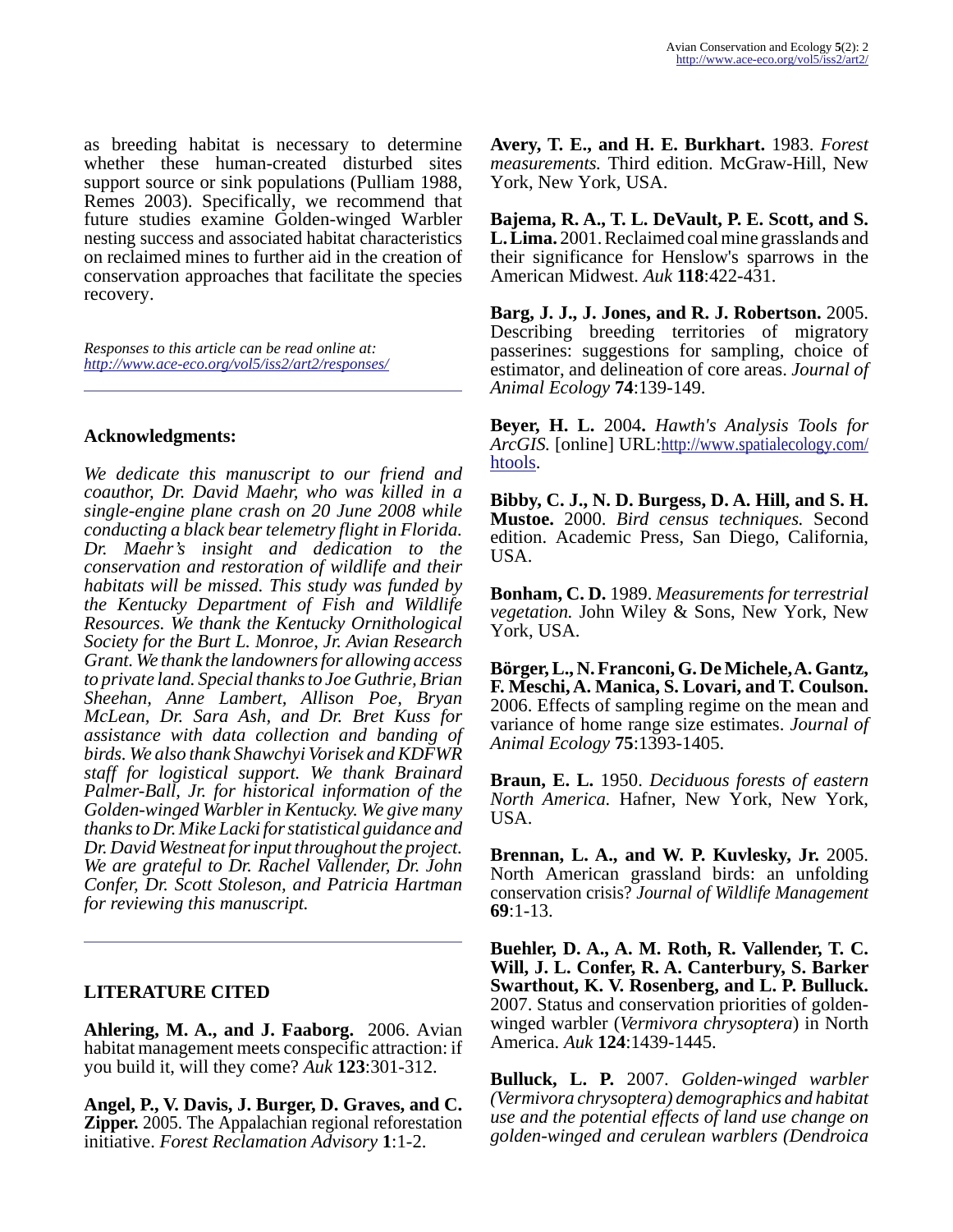as breeding habitat is necessary to determine whether these human-created disturbed sites support source or sink populations (Pulliam 1988, Remes 2003). Specifically, we recommend that future studies examine Golden-winged Warbler nesting success and associated habitat characteristics on reclaimed mines to further aid in the creation of conservation approaches that facilitate the species recovery.

*Responses to this article can be read online at:*
*http://www.ace-eco.org/vol5/iss2/art2/responses/*

## Acknowledgments:

*We dedicate this manuscript to our friend and coauthor, Dr. David Maehr, who was killed in a single-engine plane crash on 20 June 2008 while conducting a black bear telemetry flight in Florida. Dr. Maehr's insight and dedication to the conservation and restoration of wildlife and their habitats will be missed. This study was funded by the Kentucky Department of Fish and Wildlife Resources. We thank the Kentucky Ornithological Society for the Burt L. Monroe, Jr. Avian Research Grant. We thank the landowners for allowing access to private land. Special thanks to Joe Guthrie, Brian Sheehan, Anne Lambert, Allison Poe, Bryan McLean, Dr. Sara Ash, and Dr. Bret Kuss for assistance with data collection and banding of birds. We also thank Shawchyi Vorisek and KDFWR staff for logistical support. We thank Brainard Palmer-Ball, Jr. for historical information of the Golden-winged Warbler in Kentucky. We give many thanks to Dr. Mike Lacki for statistical guidance and Dr. David Westneat for input throughout the project. We are grateful to Dr. Rachel Vallender, Dr. John Confer, Dr. Scott Stoleson, and Patricia Hartman for reviewing this manuscript.*

## LITERATURE CITED

**Ahlering, M. A., and J. Faaborg.** 2006. Avian habitat management meets conspecific attraction: if you build it, will they come? *Auk* **123**:301-312.

**Angel, P., V. Davis, J. Burger, D. Graves, and C. Zipper.** 2005. The Appalachian regional reforestation initiative. *Forest Reclamation Advisory* **1**:1-2.

**Avery, T. E., and H. E. Burkhart.** 1983. *Forest measurements.* Third edition. McGraw-Hill, New York, New York, USA.

**Bajema, R. A., T. L. DeVault, P. E. Scott, and S. L. Lima.** 2001. Reclaimed coal mine grasslands and their significance for Henslow's sparrows in the American Midwest. *Auk* **118**:422-431.

**Barg, J. J., J. Jones, and R. J. Robertson.** 2005. Describing breeding territories of migratory passerines: suggestions for sampling, choice of estimator, and delineation of core areas. *Journal of Animal Ecology* **74**:139-149.

**Beyer, H. L.** 2004**.** *Hawth's Analysis Tools for ArcGIS.* [online] URL:http://www.spatialecology.com/htools.

**Bibby, C. J., N. D. Burgess, D. A. Hill, and S. H. Mustoe.** 2000. *Bird census techniques.* Second edition. Academic Press, San Diego, California, USA.

**Bonham, C. D.** 1989. *Measurements for terrestrial vegetation.* John Wiley & Sons, New York, New York, USA.

**Börger, L., N. Franconi, G. De Michele, A. Gantz, F. Meschi, A. Manica, S. Lovari, and T. Coulson.** 2006. Effects of sampling regime on the mean and variance of home range size estimates. *Journal of Animal Ecology* **75**:1393-1405.

**Braun, E. L.** 1950. *Deciduous forests of eastern North America.* Hafner, New York, New York, USA.

**Brennan, L. A., and W. P. Kuvlesky, Jr.** 2005. North American grassland birds: an unfolding conservation crisis? *Journal of Wildlife Management* **69**:1-13.

**Buehler, D. A., A. M. Roth, R. Vallender, T. C. Will, J. L. Confer, R. A. Canterbury, S. Barker Swarthout, K. V. Rosenberg, and L. P. Bulluck.** 2007. Status and conservation priorities of golden-winged warbler (*Vermivora chrysoptera*) in North America. *Auk* **124**:1439-1445.

**Bulluck, L. P.** 2007. *Golden-winged warbler (Vermivora chrysoptera) demographics and habitat use and the potential effects of land use change on golden-winged and cerulean warblers (Dendroica*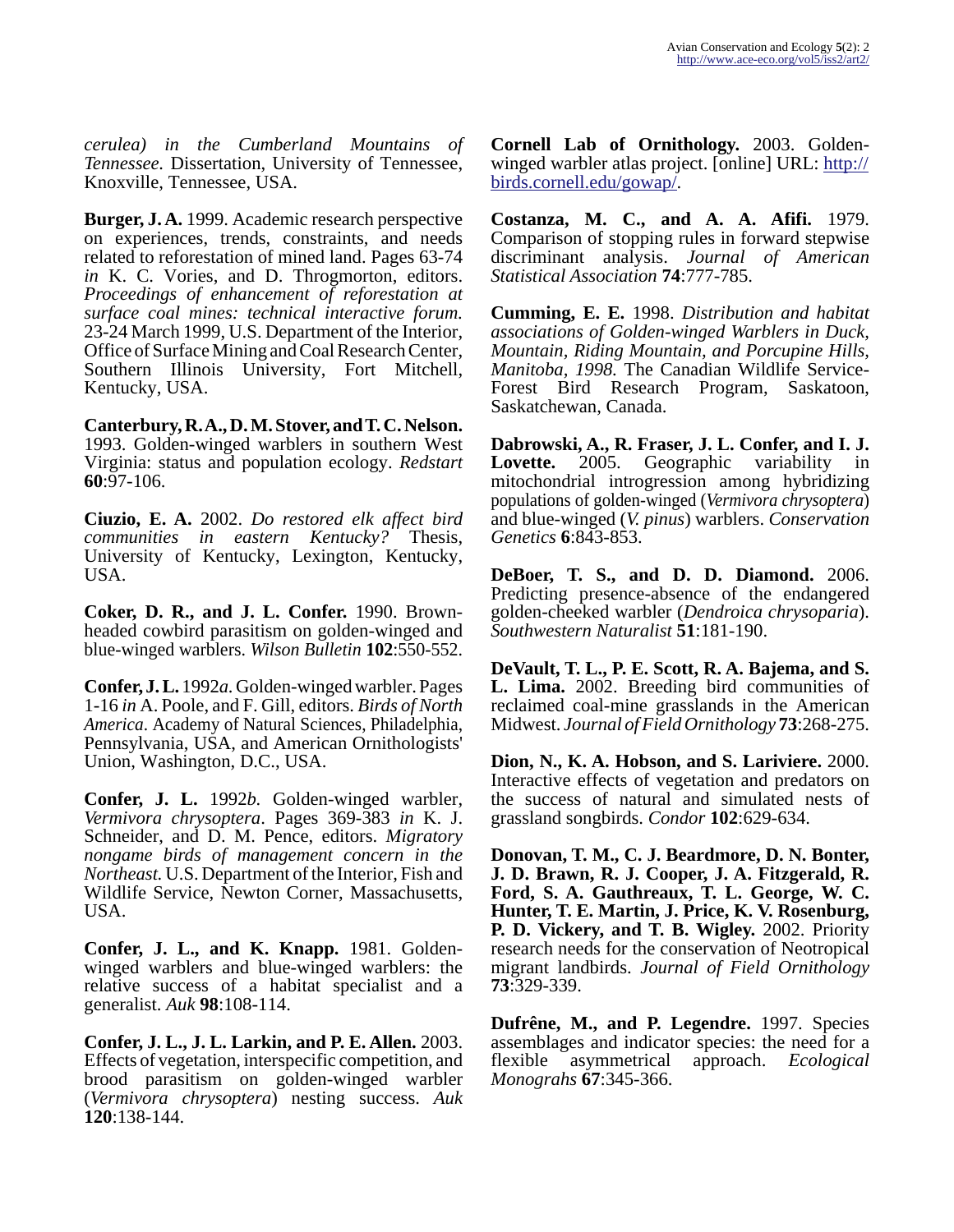*cerulea) in the Cumberland Mountains of Tennessee.* Dissertation, University of Tennessee, Knoxville, Tennessee, USA.

**Burger, J. A.** 1999. Academic research perspective on experiences, trends, constraints, and needs related to reforestation of mined land. Pages 63-74 *in* K. C. Vories, and D. Throgmorton, editors. *Proceedings of enhancement of reforestation at surface coal mines: technical interactive forum.* 23-24 March 1999, U.S. Department of the Interior, Office of Surface Mining and Coal Research Center, Southern Illinois University, Fort Mitchell, Kentucky, USA.

**Canterbury, R. A., D. M. Stover, and T. C. Nelson.** 1993. Golden-winged warblers in southern West Virginia: status and population ecology. *Redstart* **60**:97-106.

**Ciuzio, E. A.** 2002. *Do restored elk affect bird communities in eastern Kentucky?* Thesis, University of Kentucky, Lexington, Kentucky, USA.

**Coker, D. R., and J. L. Confer.** 1990. Brown-headed cowbird parasitism on golden-winged and blue-winged warblers. *Wilson Bulletin* **102**:550-552.

**Confer, J. L.** 1992*a*. Golden-winged warbler. Pages 1-16 *in* A. Poole, and F. Gill, editors. *Birds of North America*. Academy of Natural Sciences, Philadelphia, Pennsylvania, USA, and American Ornithologists' Union, Washington, D.C., USA.

**Confer, J. L.** 1992*b*. Golden-winged warbler, *Vermivora chrysoptera*. Pages 369-383 *in* K. J. Schneider, and D. M. Pence, editors. *Migratory nongame birds of management concern in the Northeast.* U.S. Department of the Interior, Fish and Wildlife Service, Newton Corner, Massachusetts, USA.

**Confer, J. L., and K. Knapp.** 1981. Golden-winged warblers and blue-winged warblers: the relative success of a habitat specialist and a generalist. *Auk* **98**:108-114.

**Confer, J. L., J. L. Larkin, and P. E. Allen.** 2003. Effects of vegetation, interspecific competition, and brood parasitism on golden-winged warbler (*Vermivora chrysoptera*) nesting success. *Auk* **120**:138-144.

**Cornell Lab of Ornithology.** 2003. Golden-winged warbler atlas project. [online] URL: http://birds.cornell.edu/gowap/.

**Costanza, M. C., and A. A. Afifi.** 1979. Comparison of stopping rules in forward stepwise discriminant analysis. *Journal of American Statistical Association* **74**:777-785.

**Cumming, E. E.** 1998. *Distribution and habitat associations of Golden-winged Warblers in Duck, Mountain, Riding Mountain, and Porcupine Hills, Manitoba, 1998.* The Canadian Wildlife Service-Forest Bird Research Program, Saskatoon, Saskatchewan, Canada.

**Dabrowski, A., R. Fraser, J. L. Confer, and I. J. Lovette.** 2005. Geographic variability in mitochondrial introgression among hybridizing populations of golden-winged (*Vermivora chrysoptera*) and blue-winged (*V. pinus*) warblers. *Conservation Genetics* **6**:843-853.

**DeBoer, T. S., and D. D. Diamond.** 2006. Predicting presence-absence of the endangered golden-cheeked warbler (*Dendroica chrysoparia*). *Southwestern Naturalist* **51**:181-190.

**DeVault, T. L., P. E. Scott, R. A. Bajema, and S. L. Lima.** 2002. Breeding bird communities of reclaimed coal-mine grasslands in the American Midwest. *Journal of Field Ornithology* **73**:268-275.

**Dion, N., K. A. Hobson, and S. Lariviere.** 2000. Interactive effects of vegetation and predators on the success of natural and simulated nests of grassland songbirds. *Condor* **102**:629-634.

**Donovan, T. M., C. J. Beardmore, D. N. Bonter, J. D. Brawn, R. J. Cooper, J. A. Fitzgerald, R. Ford, S. A. Gauthreaux, T. L. George, W. C. Hunter, T. E. Martin, J. Price, K. V. Rosenburg, P. D. Vickery, and T. B. Wigley.** 2002. Priority research needs for the conservation of Neotropical migrant landbirds. *Journal of Field Ornithology* **73**:329-339.

**Dufrêne, M., and P. Legendre.** 1997. Species assemblages and indicator species: the need for a flexible asymmetrical approach. *Ecological Monograhs* **67**:345-366.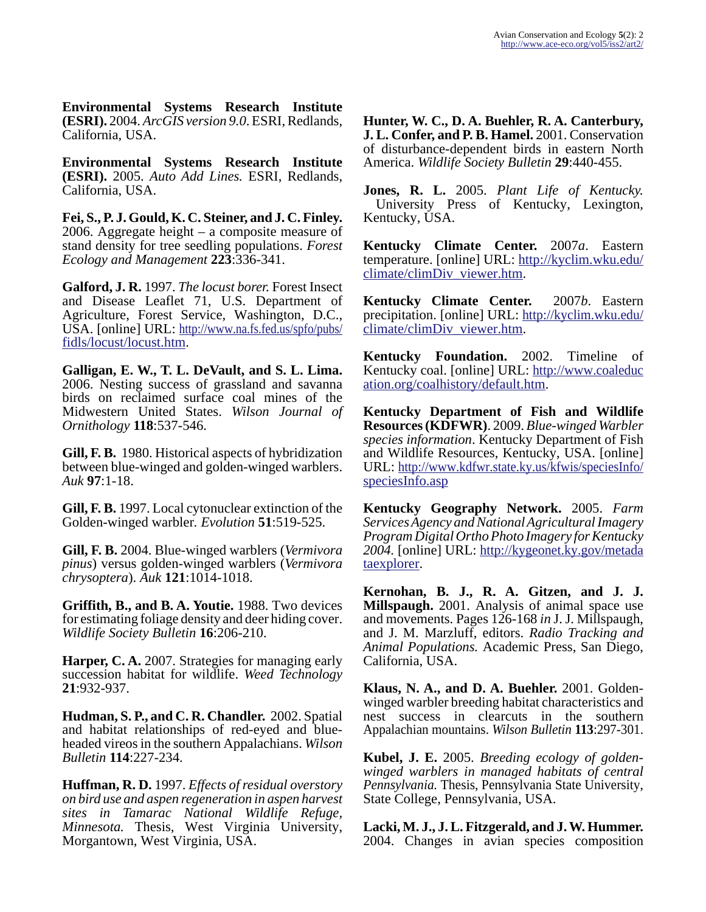**Environmental Systems Research Institute (ESRI).** 2004. *ArcGIS version 9.0*. ESRI, Redlands, California, USA.

**Environmental Systems Research Institute (ESRI).** 2005. *Auto Add Lines.* ESRI, Redlands, California, USA.

**Fei, S., P. J. Gould, K. C. Steiner, and J. C. Finley.** 2006. Aggregate height – a composite measure of stand density for tree seedling populations. *Forest Ecology and Management* **223**:336-341.

**Galford, J. R.** 1997. *The locust borer.* Forest Insect and Disease Leaflet 71, U.S. Department of Agriculture, Forest Service, Washington, D.C., USA. [online] URL: http://www.na.fs.fed.us/spfo/pubs/fidls/locust/locust.htm.

**Galligan, E. W., T. L. DeVault, and S. L. Lima.** 2006. Nesting success of grassland and savanna birds on reclaimed surface coal mines of the Midwestern United States. *Wilson Journal of Ornithology* **118**:537-546.

**Gill, F. B.** 1980. Historical aspects of hybridization between blue-winged and golden-winged warblers. *Auk* **97**:1-18.

**Gill, F. B.** 1997. Local cytonuclear extinction of the Golden-winged warbler. *Evolution* **51**:519-525.

**Gill, F. B.** 2004. Blue-winged warblers (*Vermivora pinus*) versus golden-winged warblers (*Vermivora chrysoptera*). *Auk* **121**:1014-1018.

**Griffith, B., and B. A. Youtie.** 1988. Two devices for estimating foliage density and deer hiding cover. *Wildlife Society Bulletin* **16**:206-210.

**Harper, C. A.** 2007. Strategies for managing early succession habitat for wildlife. *Weed Technology* **21**:932-937.

**Hudman, S. P., and C. R. Chandler.** 2002. Spatial and habitat relationships of red-eyed and blue-headed vireos in the southern Appalachians. *Wilson Bulletin* **114**:227-234.

**Huffman, R. D.** 1997. *Effects of residual overstory on bird use and aspen regeneration in aspen harvest sites in Tamarac National Wildlife Refuge, Minnesota.* Thesis, West Virginia University, Morgantown, West Virginia, USA.

**Hunter, W. C., D. A. Buehler, R. A. Canterbury, J. L. Confer, and P. B. Hamel.** 2001. Conservation of disturbance-dependent birds in eastern North America. *Wildlife Society Bulletin* **29**:440-455.

**Jones, R. L.** 2005. *Plant Life of Kentucky.* University Press of Kentucky, Lexington, Kentucky, USA.

**Kentucky Climate Center.** 2007*a*. Eastern temperature. [online] URL: http://kyclim.wku.edu/climate/climDiv_viewer.htm.

**Kentucky Climate Center.** 2007*b*. Eastern precipitation. [online] URL: http://kyclim.wku.edu/climate/climDiv_viewer.htm.

**Kentucky Foundation.** 2002. Timeline of Kentucky coal. [online] URL: http://www.coaleducation.org/coalhistory/default.htm.

**Kentucky Department of Fish and Wildlife Resources (KDFWR)**. 2009. *Blue-winged Warbler species information*. Kentucky Department of Fish and Wildlife Resources, Kentucky, USA. [online] URL: http://www.kdfwr.state.ky.us/kfwis/speciesInfo/speciesInfo.asp

**Kentucky Geography Network.** 2005. *Farm Services Agency and National Agricultural Imagery Program Digital Ortho Photo Imagery for Kentucky 2004.* [online] URL: http://kygeonet.ky.gov/metadataexplorer.

**Kernohan, B. J., R. A. Gitzen, and J. J. Millspaugh.** 2001. Analysis of animal space use and movements. Pages 126-168 *in* J. J. Millspaugh, and J. M. Marzluff, editors. *Radio Tracking and Animal Populations.* Academic Press, San Diego, California, USA.

**Klaus, N. A., and D. A. Buehler.** 2001. Golden-winged warbler breeding habitat characteristics and nest success in clearcuts in the southern Appalachian mountains. *Wilson Bulletin* **113**:297-301.

**Kubel, J. E.** 2005. *Breeding ecology of golden-winged warblers in managed habitats of central Pennsylvania.* Thesis, Pennsylvania State University, State College, Pennsylvania, USA.

**Lacki, M. J., J. L. Fitzgerald, and J. W. Hummer.** 2004. Changes in avian species composition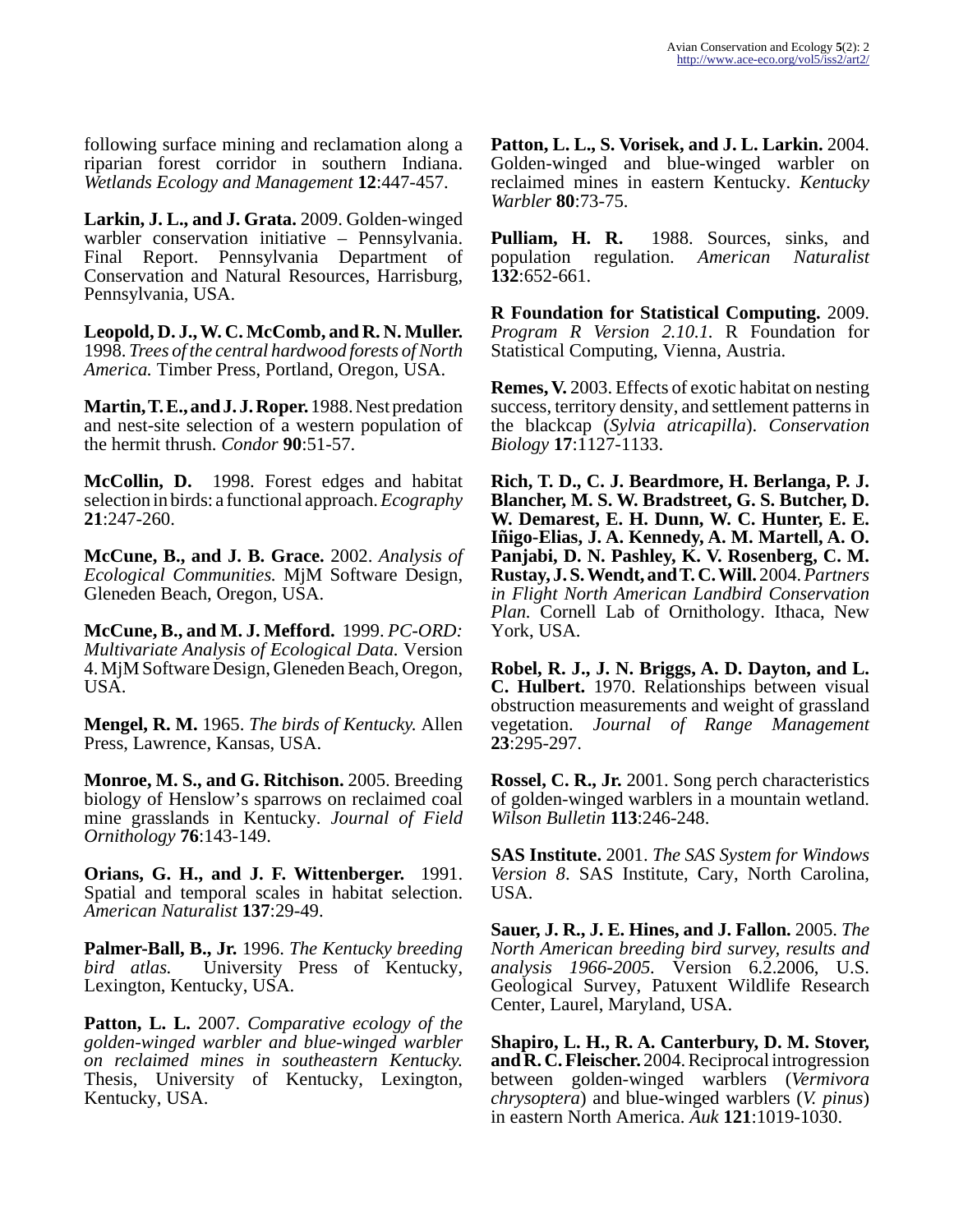following surface mining and reclamation along a riparian forest corridor in southern Indiana. *Wetlands Ecology and Management* **12**:447-457.

**Larkin, J. L., and J. Grata.** 2009. Golden-winged warbler conservation initiative – Pennsylvania. Final Report. Pennsylvania Department of Conservation and Natural Resources, Harrisburg, Pennsylvania, USA.

**Leopold, D. J., W. C. McComb, and R. N. Muller.** 1998. *Trees of the central hardwood forests of North America.* Timber Press, Portland, Oregon, USA.

**Martin, T. E., and J. J. Roper.** 1988. Nest predation and nest-site selection of a western population of the hermit thrush. *Condor* **90**:51-57.

**McCollin, D.** 1998. Forest edges and habitat selection in birds: a functional approach. *Ecography* **21**:247-260.

**McCune, B., and J. B. Grace.** 2002. *Analysis of Ecological Communities.* MjM Software Design, Gleneden Beach, Oregon, USA.

**McCune, B., and M. J. Mefford.** 1999. *PC-ORD: Multivariate Analysis of Ecological Data.* Version 4. MjM Software Design, Gleneden Beach, Oregon, USA.

**Mengel, R. M.** 1965. *The birds of Kentucky.* Allen Press, Lawrence, Kansas, USA.

**Monroe, M. S., and G. Ritchison.** 2005. Breeding biology of Henslow's sparrows on reclaimed coal mine grasslands in Kentucky. *Journal of Field Ornithology* **76**:143-149.

**Orians, G. H., and J. F. Wittenberger.** 1991. Spatial and temporal scales in habitat selection. *American Naturalist* **137**:29-49.

**Palmer-Ball, B., Jr.** 1996. *The Kentucky breeding bird atlas.* University Press of Kentucky, Lexington, Kentucky, USA.

**Patton, L. L.** 2007. *Comparative ecology of the golden-winged warbler and blue-winged warbler on reclaimed mines in southeastern Kentucky.* Thesis, University of Kentucky, Lexington, Kentucky, USA.

**Patton, L. L., S. Vorisek, and J. L. Larkin.** 2004. Golden-winged and blue-winged warbler on reclaimed mines in eastern Kentucky. *Kentucky Warbler* **80**:73-75.

**Pulliam, H. R.** 1988. Sources, sinks, and population regulation. *American Naturalist* **132**:652-661.

**R Foundation for Statistical Computing.** 2009. *Program R Version 2.10.1.* R Foundation for Statistical Computing, Vienna, Austria.

**Remes, V.** 2003. Effects of exotic habitat on nesting success, territory density, and settlement patterns in the blackcap (*Sylvia atricapilla*). *Conservation Biology* **17**:1127-1133.

**Rich, T. D., C. J. Beardmore, H. Berlanga, P. J. Blancher, M. S. W. Bradstreet, G. S. Butcher, D. W. Demarest, E. H. Dunn, W. C. Hunter, E. E. Iñigo-Elias, J. A. Kennedy, A. M. Martell, A. O. Panjabi, D. N. Pashley, K. V. Rosenberg, C. M. Rustay, J. S. Wendt, and T. C. Will.** 2004. *Partners in Flight North American Landbird Conservation Plan.* Cornell Lab of Ornithology. Ithaca, New York, USA.

**Robel, R. J., J. N. Briggs, A. D. Dayton, and L. C. Hulbert.** 1970. Relationships between visual obstruction measurements and weight of grassland vegetation. *Journal of Range Management* **23**:295-297.

**Rossel, C. R., Jr.** 2001. Song perch characteristics of golden-winged warblers in a mountain wetland. *Wilson Bulletin* **113**:246-248.

**SAS Institute.** 2001. *The SAS System for Windows Version 8*. SAS Institute, Cary, North Carolina, USA.

**Sauer, J. R., J. E. Hines, and J. Fallon.** 2005. *The North American breeding bird survey, results and analysis 1966-2005*. Version 6.2.2006, U.S. Geological Survey, Patuxent Wildlife Research Center, Laurel, Maryland, USA.

**Shapiro, L. H., R. A. Canterbury, D. M. Stover, and R. C. Fleischer.** 2004. Reciprocal introgression between golden-winged warblers (*Vermivora chrysoptera*) and blue-winged warblers (*V. pinus*) in eastern North America. *Auk* **121**:1019-1030.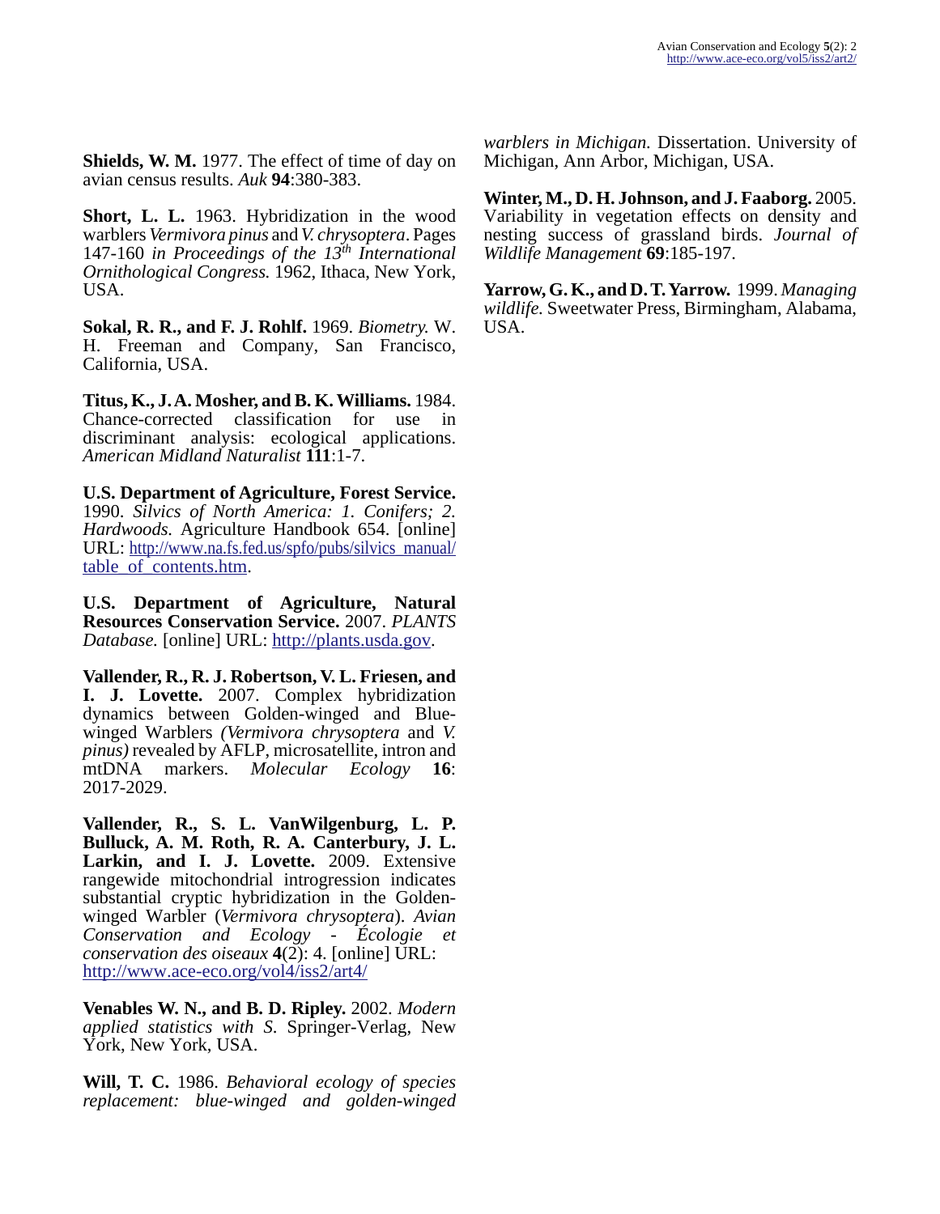**Shields, W. M.** 1977. The effect of time of day on avian census results. *Auk* **94**:380-383.

**Short, L. L.** 1963. Hybridization in the wood warblers *Vermivora pinus* and *V. chrysoptera*. Pages 147-160 *in Proceedings of the 13th International Ornithological Congress.* 1962, Ithaca, New York, USA.

**Sokal, R. R., and F. J. Rohlf.** 1969. *Biometry.* W. H. Freeman and Company, San Francisco, California, USA.

**Titus, K., J. A. Mosher, and B. K. Williams.** 1984. Chance-corrected classification for use in discriminant analysis: ecological applications. *American Midland Naturalist* **111**:1-7.

**U.S. Department of Agriculture, Forest Service.** 1990. *Silvics of North America: 1. Conifers; 2. Hardwoods.* Agriculture Handbook 654. [online] URL: http://www.na.fs.fed.us/spfo/pubs/silvics_manual/table_of_contents.htm.

**U.S. Department of Agriculture, Natural Resources Conservation Service.** 2007. *PLANTS Database.* [online] URL: http://plants.usda.gov.

**Vallender, R., R. J. Robertson, V. L. Friesen, and I. J. Lovette.** 2007. Complex hybridization dynamics between Golden-winged and Blue-winged Warblers *(Vermivora chrysoptera* and *V. pinus)* revealed by AFLP, microsatellite, intron and mtDNA markers. *Molecular Ecology* **16**: 2017-2029.

**Vallender, R., S. L. VanWilgenburg, L. P. Bulluck, A. M. Roth, R. A. Canterbury, J. L. Larkin, and I. J. Lovette.** 2009. Extensive rangewide mitochondrial introgression indicates substantial cryptic hybridization in the Golden-winged Warbler (*Vermivora chrysoptera*). *Avian Conservation and Ecology - Écologie et conservation des oiseaux* **4**(2): 4. [online] URL: http://www.ace-eco.org/vol4/iss2/art4/

**Venables W. N., and B. D. Ripley.** 2002. *Modern applied statistics with S.* Springer-Verlag, New York, New York, USA.

**Will, T. C.** 1986. *Behavioral ecology of species replacement: blue-winged and golden-winged warblers in Michigan.* Dissertation. University of Michigan, Ann Arbor, Michigan, USA.

**Winter, M., D. H. Johnson, and J. Faaborg.** 2005. Variability in vegetation effects on density and nesting success of grassland birds. *Journal of Wildlife Management* **69**:185-197.

**Yarrow, G. K., and D. T. Yarrow.** 1999. *Managing wildlife.* Sweetwater Press, Birmingham, Alabama, USA.